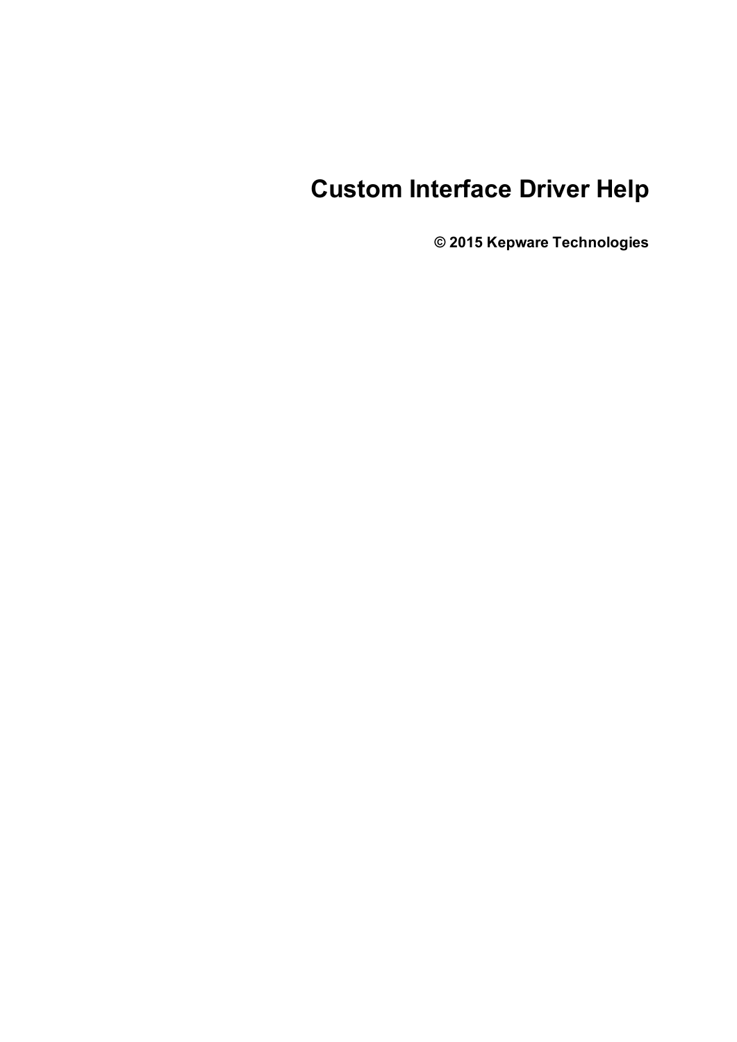# Custom Interface Driver Help

**© 2015 Kepware Technologies**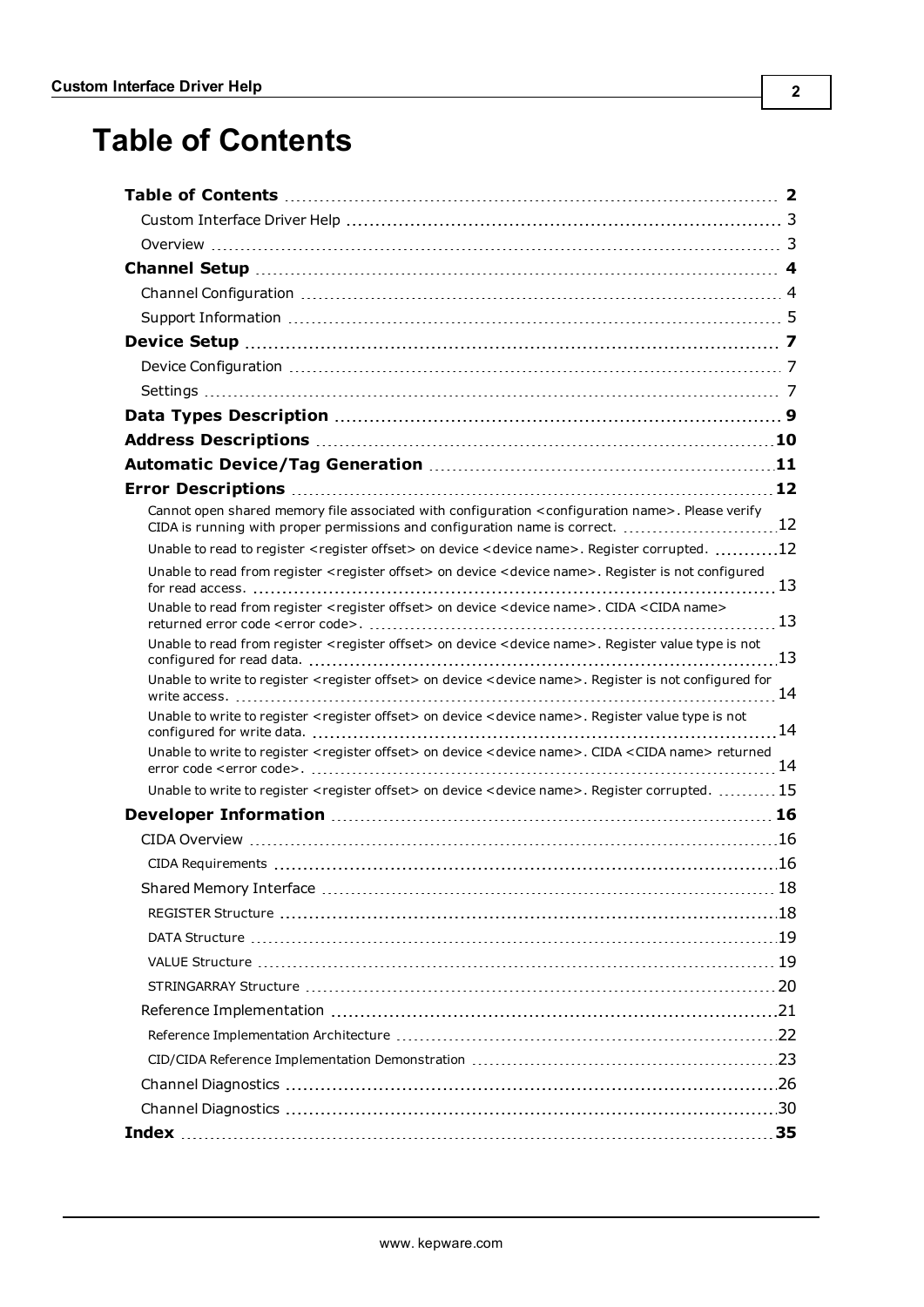# Table of Contents

**Table of Contents** .......... **2**

- Custom Interface Driver Help .......... 3
- Overview .......... 3

**Channel Setup** .......... **4**

- Channel Configuration .......... 4
- Support Information .......... 5

**Device Setup** .......... **7**

- Device Configuration .......... 7
- Settings .......... 7

**Data Types Description** .......... **9**

**Address Descriptions** .......... **10**

**Automatic Device/Tag Generation** .......... **11**

**Error Descriptions** .......... **12**

- Cannot open shared memory file associated with configuration <configuration name>. Please verify CIDA is running with proper permissions and configuration name is correct. .......... 12
- Unable to read to register <register offset> on device <device name>. Register corrupted. .......... 12
- Unable to read from register <register offset> on device <device name>. Register is not configured for read access. .......... 13
- Unable to read from register <register offset> on device <device name>. CIDA <CIDA name> returned error code <error code>. .......... 13
- Unable to read from register <register offset> on device <device name>. Register value type is not configured for read data. .......... 13
- Unable to write to register <register offset> on device <device name>. Register is not configured for write access. .......... 14
- Unable to write to register <register offset> on device <device name>. Register value type is not configured for write data. .......... 14
- Unable to write to register <register offset> on device <device name>. CIDA <CIDA name> returned error code <error code>. .......... 14
- Unable to write to register <register offset> on device <device name>. Register corrupted. .......... 15

**Developer Information** .......... **16**

- CIDA Overview .......... 16
  - CIDA Requirements .......... 16
- Shared Memory Interface .......... 18
  - REGISTER Structure .......... 18
  - DATA Structure .......... 19
  - VALUE Structure .......... 19
  - STRINGARRAY Structure .......... 20
- Reference Implementation .......... 21
  - Reference Implementation Architecture .......... 22
  - CID/CIDA Reference Implementation Demonstration .......... 23
- Channel Diagnostics .......... 26
- Channel Diagnostics .......... 30

**Index** .......... **35**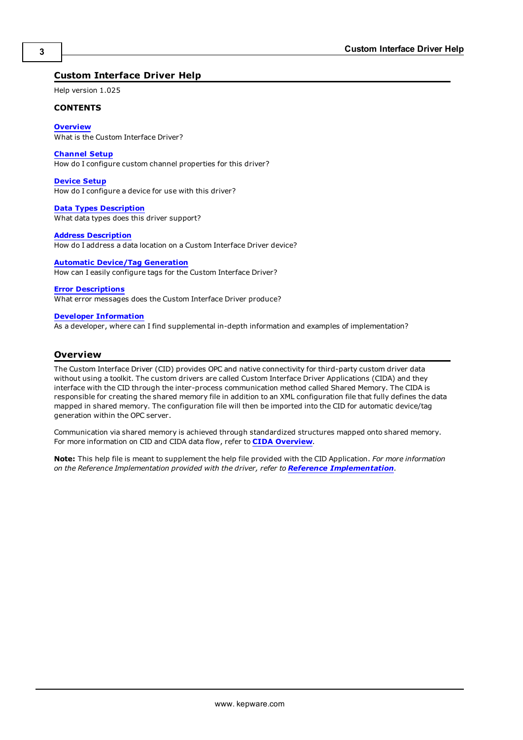## Custom Interface Driver Help

Help version 1.025

**CONTENTS**

**Overview**
What is the Custom Interface Driver?

**Channel Setup**
How do I configure custom channel properties for this driver?

**Device Setup**
How do I configure a device for use with this driver?

**Data Types Description**
What data types does this driver support?

**Address Description**
How do I address a data location on a Custom Interface Driver device?

**Automatic Device/Tag Generation**
How can I easily configure tags for the Custom Interface Driver?

**Error Descriptions**
What error messages does the Custom Interface Driver produce?

**Developer Information**
As a developer, where can I find supplemental in-depth information and examples of implementation?

## Overview

The Custom Interface Driver (CID) provides OPC and native connectivity for third-party custom driver data without using a toolkit. The custom drivers are called Custom Interface Driver Applications (CIDA) and they interface with the CID through the inter-process communication method called Shared Memory. The CIDA is responsible for creating the shared memory file in addition to an XML configuration file that fully defines the data mapped in shared memory. The configuration file will then be imported into the CID for automatic device/tag generation within the OPC server.

Communication via shared memory is achieved through standardized structures mapped onto shared memory. For more information on CID and CIDA data flow, refer to **CIDA Overview**.

**Note:** This help file is meant to supplement the help file provided with the CID Application. *For more information on the Reference Implementation provided with the driver, refer to* ***Reference Implementation***.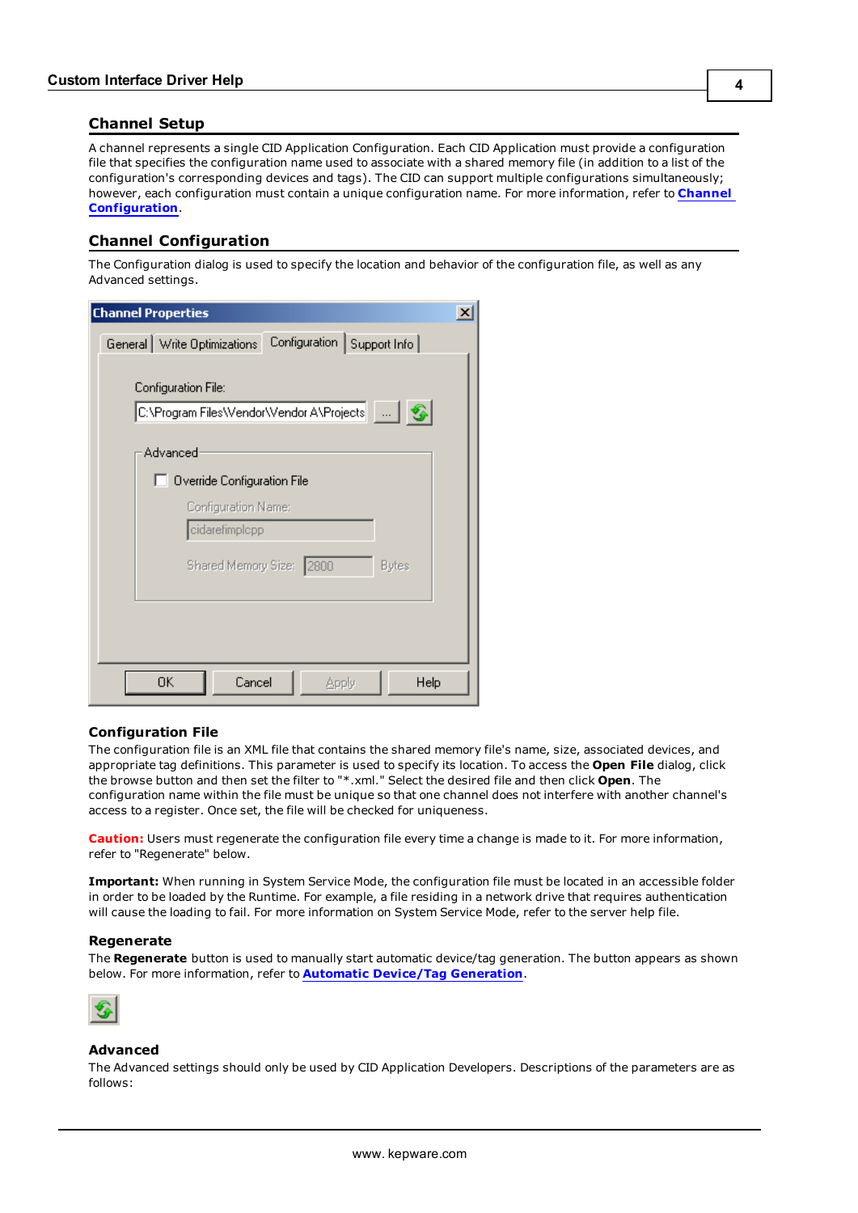## Channel Setup

A channel represents a single CID Application Configuration. Each CID Application must provide a configuration file that specifies the configuration name used to associate with a shared memory file (in addition to a list of the configuration's corresponding devices and tags). The CID can support multiple configurations simultaneously; however, each configuration must contain a unique configuration name. For more information, refer to **Channel Configuration**.

## Channel Configuration

The Configuration dialog is used to specify the location and behavior of the configuration file, as well as any Advanced settings.

### Configuration File

The configuration file is an XML file that contains the shared memory file's name, size, associated devices, and appropriate tag definitions. This parameter is used to specify its location. To access the **Open File** dialog, click the browse button and then set the filter to "*.xml." Select the desired file and then click **Open**. The configuration name within the file must be unique so that one channel does not interfere with another channel's access to a register. Once set, the file will be checked for uniqueness.

**Caution:** Users must regenerate the configuration file every time a change is made to it. For more information, refer to "Regenerate" below.

**Important:** When running in System Service Mode, the configuration file must be located in an accessible folder in order to be loaded by the Runtime. For example, a file residing in a network drive that requires authentication will cause the loading to fail. For more information on System Service Mode, refer to the server help file.

### Regenerate

The **Regenerate** button is used to manually start automatic device/tag generation. The button appears as shown below. For more information, refer to **Automatic Device/Tag Generation**.

### Advanced

The Advanced settings should only be used by CID Application Developers. Descriptions of the parameters are as follows: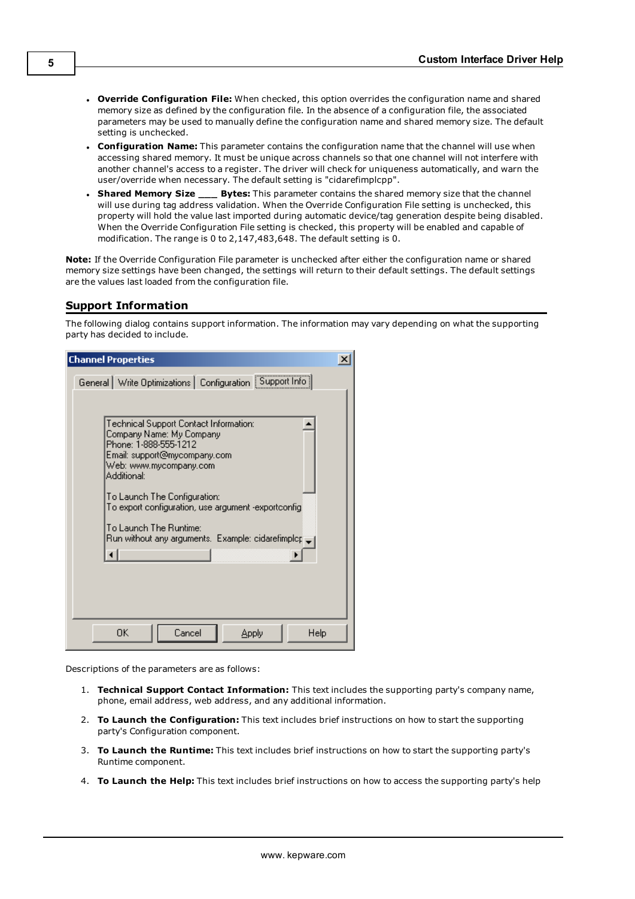- **Override Configuration File:** When checked, this option overrides the configuration name and shared memory size as defined by the configuration file. In the absence of a configuration file, the associated parameters may be used to manually define the configuration name and shared memory size. The default setting is unchecked.
- **Configuration Name:** This parameter contains the configuration name that the channel will use when accessing shared memory. It must be unique across channels so that one channel will not interfere with another channel's access to a register. The driver will check for uniqueness automatically, and warn the user/override when necessary. The default setting is "cidarefimplcpp".
- **Shared Memory Size ___ Bytes:** This parameter contains the shared memory size that the channel will use during tag address validation. When the Override Configuration File setting is unchecked, this property will hold the value last imported during automatic device/tag generation despite being disabled. When the Override Configuration File setting is checked, this property will be enabled and capable of modification. The range is 0 to 2,147,483,648. The default setting is 0.

**Note:** If the Override Configuration File parameter is unchecked after either the configuration name or shared memory size settings have been changed, the settings will return to their default settings. The default settings are the values last loaded from the configuration file.

## Support Information

The following dialog contains support information. The information may vary depending on what the supporting party has decided to include.

Descriptions of the parameters are as follows:

1. **Technical Support Contact Information:** This text includes the supporting party's company name, phone, email address, web address, and any additional information.
2. **To Launch the Configuration:** This text includes brief instructions on how to start the supporting party's Configuration component.
3. **To Launch the Runtime:** This text includes brief instructions on how to start the supporting party's Runtime component.
4. **To Launch the Help:** This text includes brief instructions on how to access the supporting party's help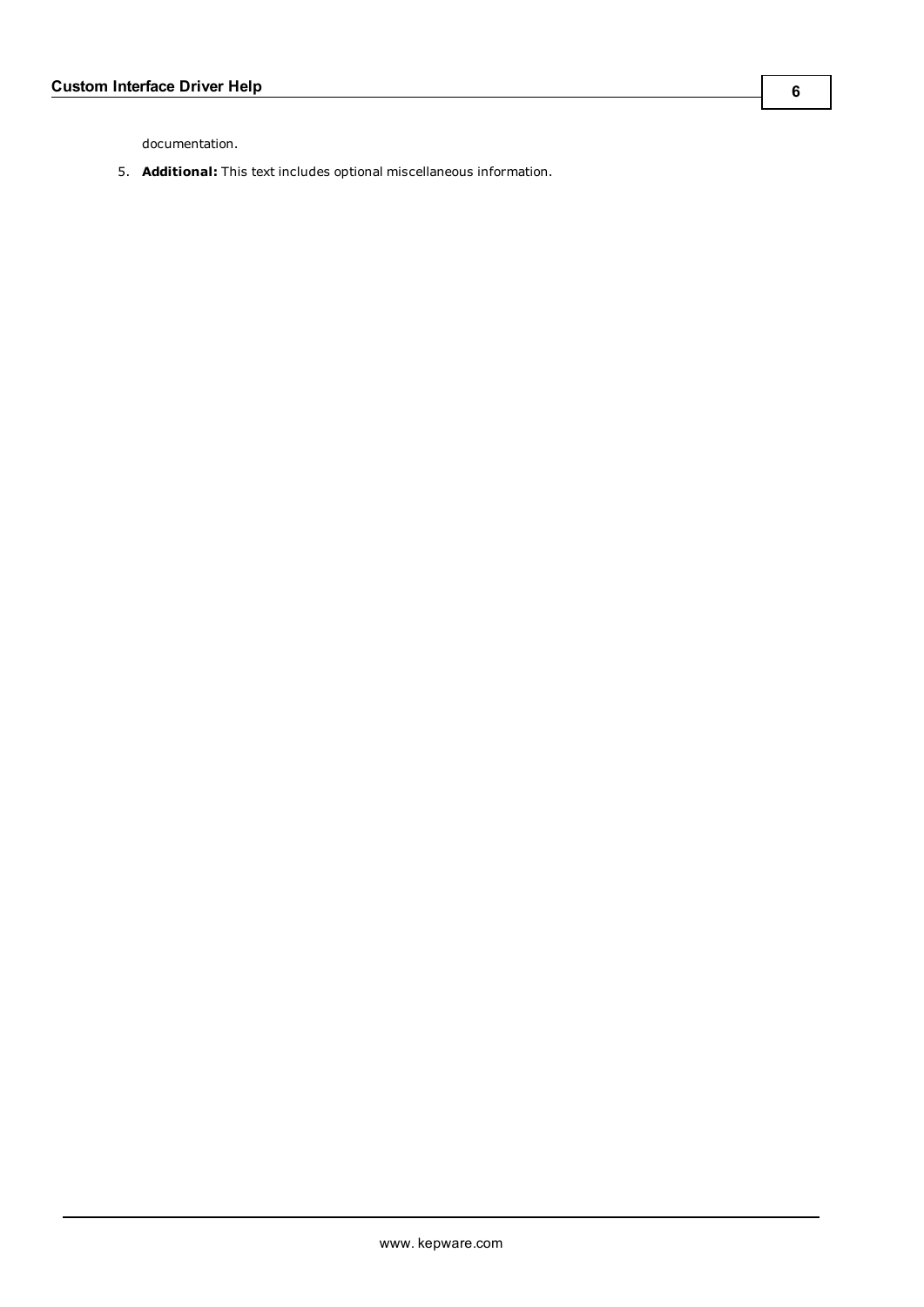documentation.

5. **Additional:** This text includes optional miscellaneous information.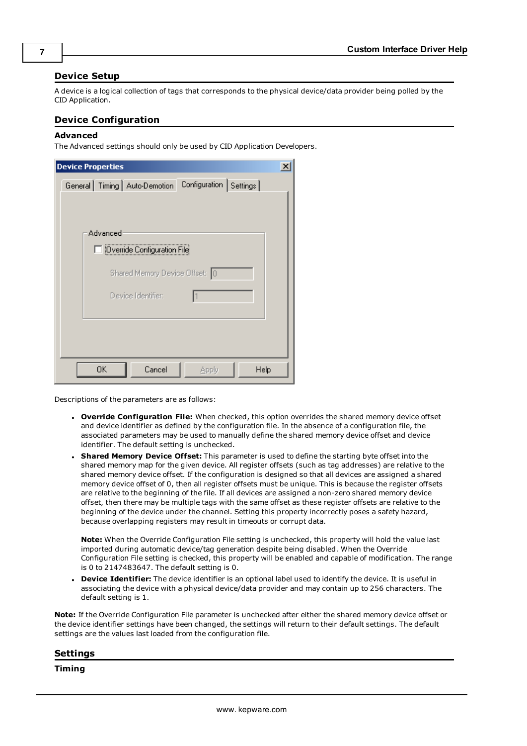## Device Setup

A device is a logical collection of tags that corresponds to the physical device/data provider being polled by the CID Application.

## Device Configuration

### Advanced

The Advanced settings should only be used by CID Application Developers.

Descriptions of the parameters are as follows:

- **Override Configuration File:** When checked, this option overrides the shared memory device offset and device identifier as defined by the configuration file. In the absence of a configuration file, the associated parameters may be used to manually define the shared memory device offset and device identifier. The default setting is unchecked.
- **Shared Memory Device Offset:** This parameter is used to define the starting byte offset into the shared memory map for the given device. All register offsets (such as tag addresses) are relative to the shared memory device offset. If the configuration is designed so that all devices are assigned a shared memory device offset of 0, then all register offsets must be unique. This is because the register offsets are relative to the beginning of the file. If all devices are assigned a non-zero shared memory device offset, then there may be multiple tags with the same offset as these register offsets are relative to the beginning of the device under the channel. Setting this property incorrectly poses a safety hazard, because overlapping registers may result in timeouts or corrupt data.

  **Note:** When the Override Configuration File setting is unchecked, this property will hold the value last imported during automatic device/tag generation despite being disabled. When the Override Configuration File setting is checked, this property will be enabled and capable of modification. The range is 0 to 2147483647. The default setting is 0.
- **Device Identifier:** The device identifier is an optional label used to identify the device. It is useful in associating the device with a physical device/data provider and may contain up to 256 characters. The default setting is 1.

**Note:** If the Override Configuration File parameter is unchecked after either the shared memory device offset or the device identifier settings have been changed, the settings will return to their default settings. The default settings are the values last loaded from the configuration file.

## Settings

### Timing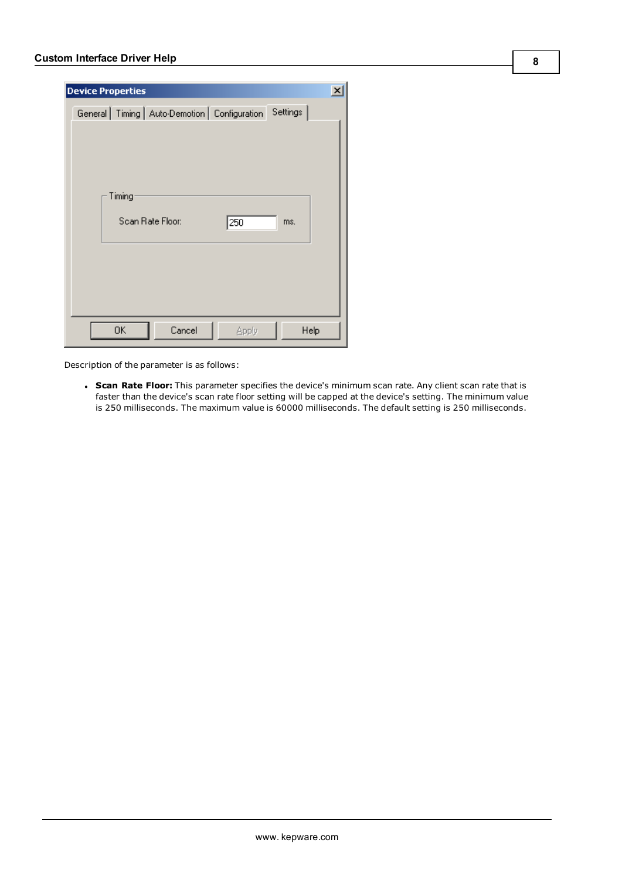Description of the parameter is as follows:

- **Scan Rate Floor:** This parameter specifies the device's minimum scan rate. Any client scan rate that is faster than the device's scan rate floor setting will be capped at the device's setting. The minimum value is 250 milliseconds. The maximum value is 60000 milliseconds. The default setting is 250 milliseconds.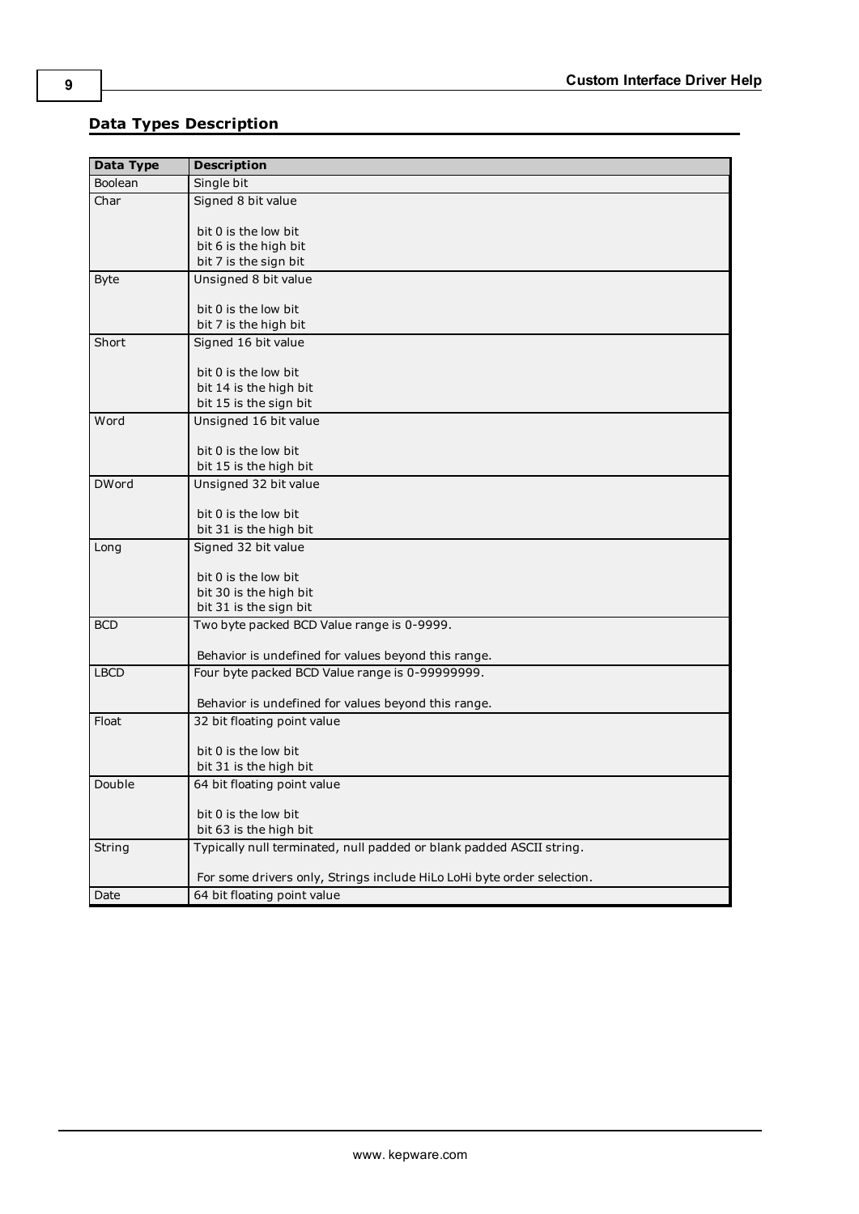## Data Types Description

| Data Type | Description |
|---|---|
| Boolean | Single bit |
| Char | Signed 8 bit value<br><br>bit 0 is the low bit<br>bit 6 is the high bit<br>bit 7 is the sign bit |
| Byte | Unsigned 8 bit value<br><br>bit 0 is the low bit<br>bit 7 is the high bit |
| Short | Signed 16 bit value<br><br>bit 0 is the low bit<br>bit 14 is the high bit<br>bit 15 is the sign bit |
| Word | Unsigned 16 bit value<br><br>bit 0 is the low bit<br>bit 15 is the high bit |
| DWord | Unsigned 32 bit value<br><br>bit 0 is the low bit<br>bit 31 is the high bit |
| Long | Signed 32 bit value<br><br>bit 0 is the low bit<br>bit 30 is the high bit<br>bit 31 is the sign bit |
| BCD | Two byte packed BCD Value range is 0-9999.<br><br>Behavior is undefined for values beyond this range. |
| LBCD | Four byte packed BCD Value range is 0-99999999.<br><br>Behavior is undefined for values beyond this range. |
| Float | 32 bit floating point value<br><br>bit 0 is the low bit<br>bit 31 is the high bit |
| Double | 64 bit floating point value<br><br>bit 0 is the low bit<br>bit 63 is the high bit |
| String | Typically null terminated, null padded or blank padded ASCII string.<br><br>For some drivers only, Strings include HiLo LoHi byte order selection. |
| Date | 64 bit floating point value |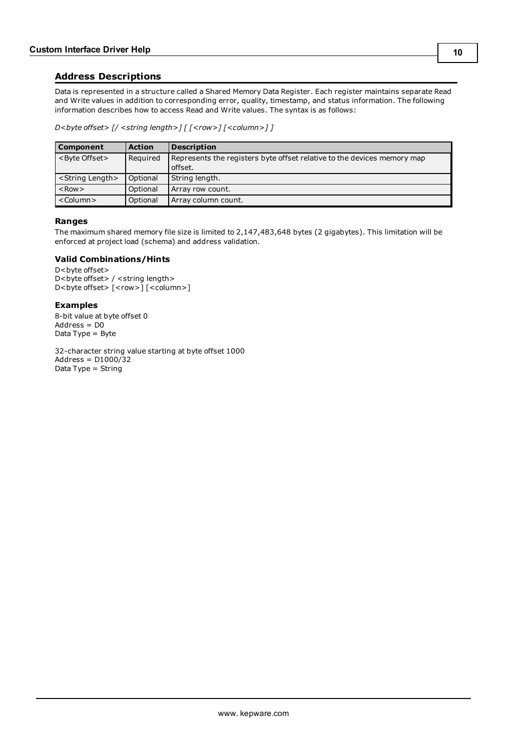## Address Descriptions

Data is represented in a structure called a Shared Memory Data Register. Each register maintains separate Read and Write values in addition to corresponding error, quality, timestamp, and status information. The following information describes how to access Read and Write values. The syntax is as follows:

*D<byte offset> [/ <string length>] [ [<row>] [<column>] ]*

| Component | Action | Description |
|---|---|---|
| <Byte Offset> | Required | Represents the registers byte offset relative to the devices memory map offset. |
| <String Length> | Optional | String length. |
| <Row> | Optional | Array row count. |
| <Column> | Optional | Array column count. |

### Ranges

The maximum shared memory file size is limited to 2,147,483,648 bytes (2 gigabytes). This limitation will be enforced at project load (schema) and address validation.

### Valid Combinations/Hints

D<byte offset>
D<byte offset> / <string length>
D<byte offset> [<row>] [<column>]

### Examples

8-bit value at byte offset 0
Address = D0
Data Type = Byte

32-character string value starting at byte offset 1000
Address = D1000/32
Data Type = String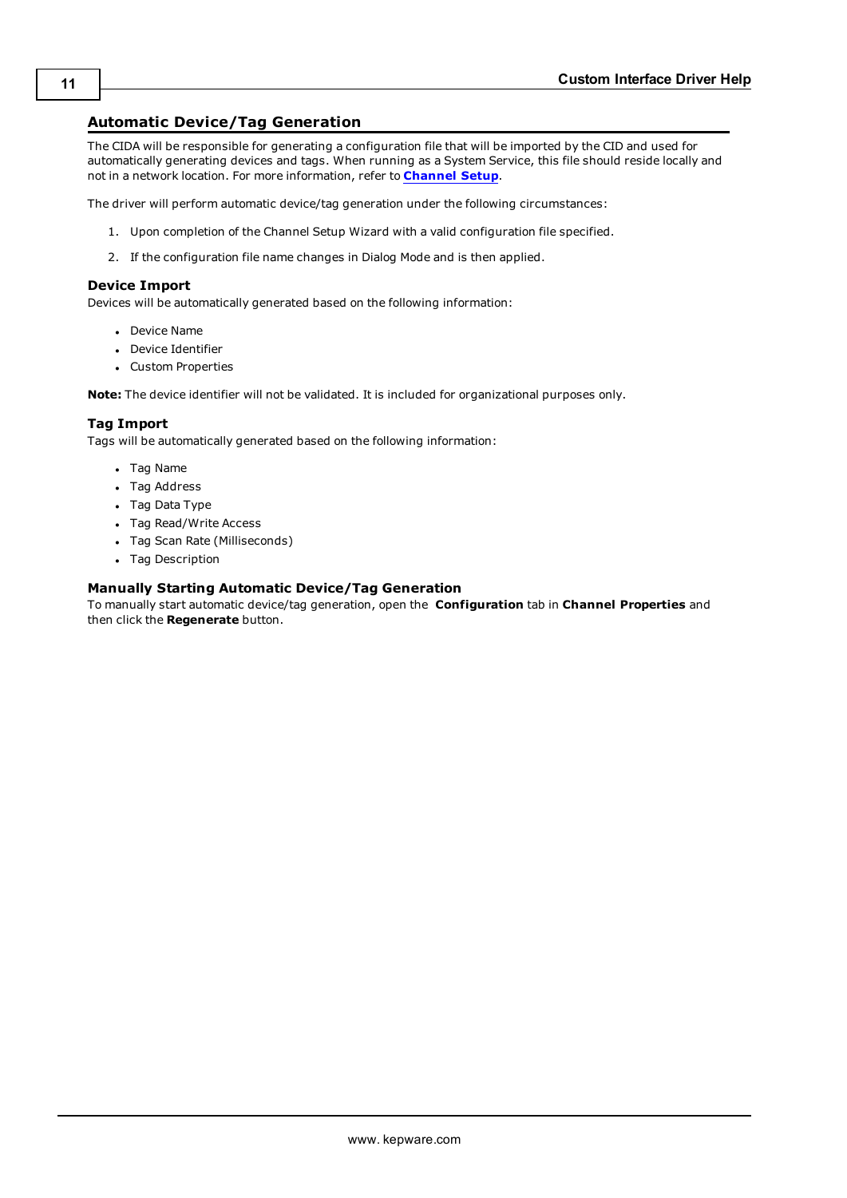## Automatic Device/Tag Generation

The CIDA will be responsible for generating a configuration file that will be imported by the CID and used for automatically generating devices and tags. When running as a System Service, this file should reside locally and not in a network location. For more information, refer to **Channel Setup**.

The driver will perform automatic device/tag generation under the following circumstances:

1. Upon completion of the Channel Setup Wizard with a valid configuration file specified.
2. If the configuration file name changes in Dialog Mode and is then applied.

### Device Import

Devices will be automatically generated based on the following information:

- Device Name
- Device Identifier
- Custom Properties

**Note:** The device identifier will not be validated. It is included for organizational purposes only.

### Tag Import

Tags will be automatically generated based on the following information:

- Tag Name
- Tag Address
- Tag Data Type
- Tag Read/Write Access
- Tag Scan Rate (Milliseconds)
- Tag Description

### Manually Starting Automatic Device/Tag Generation

To manually start automatic device/tag generation, open the **Configuration** tab in **Channel Properties** and then click the **Regenerate** button.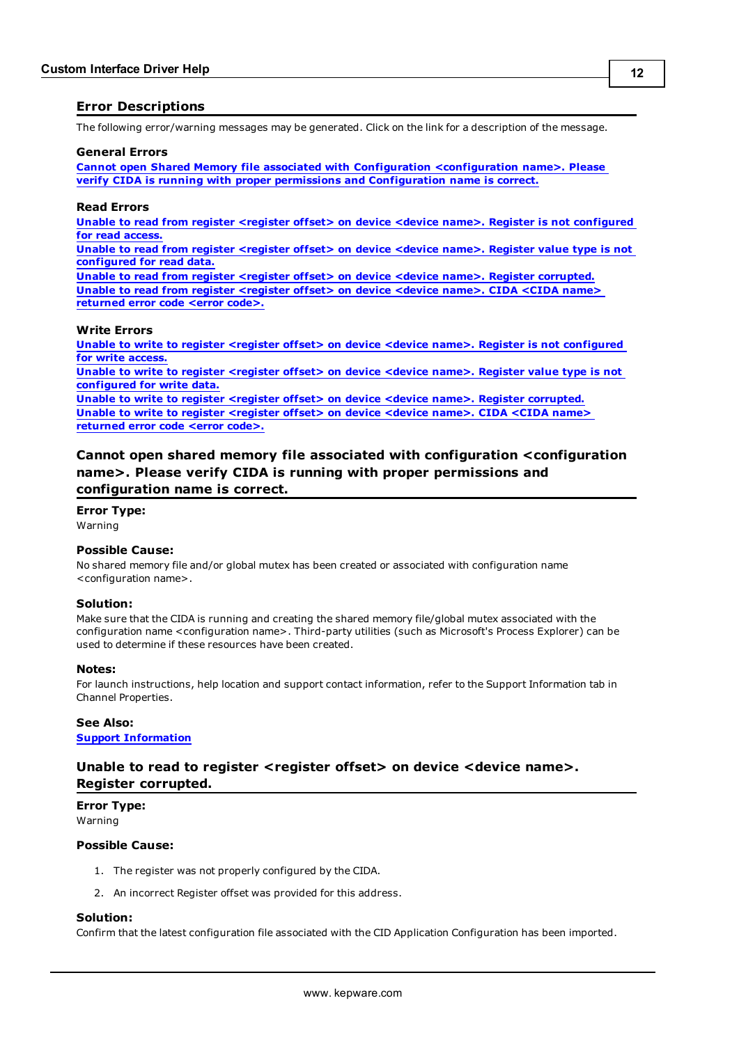## Error Descriptions

The following error/warning messages may be generated. Click on the link for a description of the message.

**General Errors**

**Cannot open Shared Memory file associated with Configuration <configuration name>. Please verify CIDA is running with proper permissions and Configuration name is correct.**

**Read Errors**

**Unable to read from register <register offset> on device <device name>. Register is not configured for read access.**
**Unable to read from register <register offset> on device <device name>. Register value type is not configured for read data.**
**Unable to read from register <register offset> on device <device name>. Register corrupted.**
**Unable to read from register <register offset> on device <device name>. CIDA <CIDA name> returned error code <error code>.**

**Write Errors**

**Unable to write to register <register offset> on device <device name>. Register is not configured for write access.**
**Unable to write to register <register offset> on device <device name>. Register value type is not configured for write data.**
**Unable to write to register <register offset> on device <device name>. Register corrupted.**
**Unable to write to register <register offset> on device <device name>. CIDA <CIDA name> returned error code <error code>.**

### Cannot open shared memory file associated with configuration <configuration name>. Please verify CIDA is running with proper permissions and configuration name is correct.

**Error Type:**
Warning

**Possible Cause:**
No shared memory file and/or global mutex has been created or associated with configuration name <configuration name>.

**Solution:**
Make sure that the CIDA is running and creating the shared memory file/global mutex associated with the configuration name <configuration name>. Third-party utilities (such as Microsoft's Process Explorer) can be used to determine if these resources have been created.

**Notes:**
For launch instructions, help location and support contact information, refer to the Support Information tab in Channel Properties.

**See Also:**
**Support Information**

### Unable to read to register <register offset> on device <device name>. Register corrupted.

**Error Type:**
Warning

**Possible Cause:**

1. The register was not properly configured by the CIDA.
2. An incorrect Register offset was provided for this address.

**Solution:**
Confirm that the latest configuration file associated with the CID Application Configuration has been imported.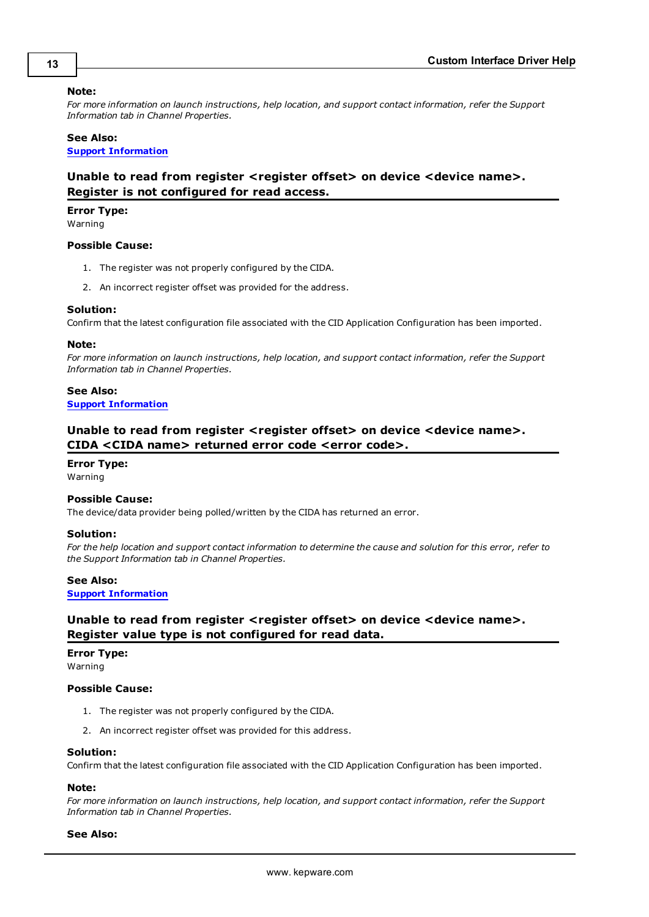**Note:**

*For more information on launch instructions, help location, and support contact information, refer the Support Information tab in Channel Properties.*

**See Also:**

**Support Information**

## Unable to read from register <register offset> on device <device name>. Register is not configured for read access.

**Error Type:**

Warning

**Possible Cause:**

1. The register was not properly configured by the CIDA.
2. An incorrect register offset was provided for the address.

**Solution:**

Confirm that the latest configuration file associated with the CID Application Configuration has been imported.

**Note:**

*For more information on launch instructions, help location, and support contact information, refer the Support Information tab in Channel Properties.*

**See Also:**

**Support Information**

## Unable to read from register <register offset> on device <device name>. CIDA <CIDA name> returned error code <error code>.

**Error Type:**

Warning

**Possible Cause:**

The device/data provider being polled/written by the CIDA has returned an error.

**Solution:**

*For the help location and support contact information to determine the cause and solution for this error, refer to the Support Information tab in Channel Properties.*

**See Also:**

**Support Information**

## Unable to read from register <register offset> on device <device name>. Register value type is not configured for read data.

**Error Type:**

Warning

**Possible Cause:**

1. The register was not properly configured by the CIDA.
2. An incorrect register offset was provided for this address.

**Solution:**

Confirm that the latest configuration file associated with the CID Application Configuration has been imported.

**Note:**

*For more information on launch instructions, help location, and support contact information, refer the Support Information tab in Channel Properties.*

**See Also:**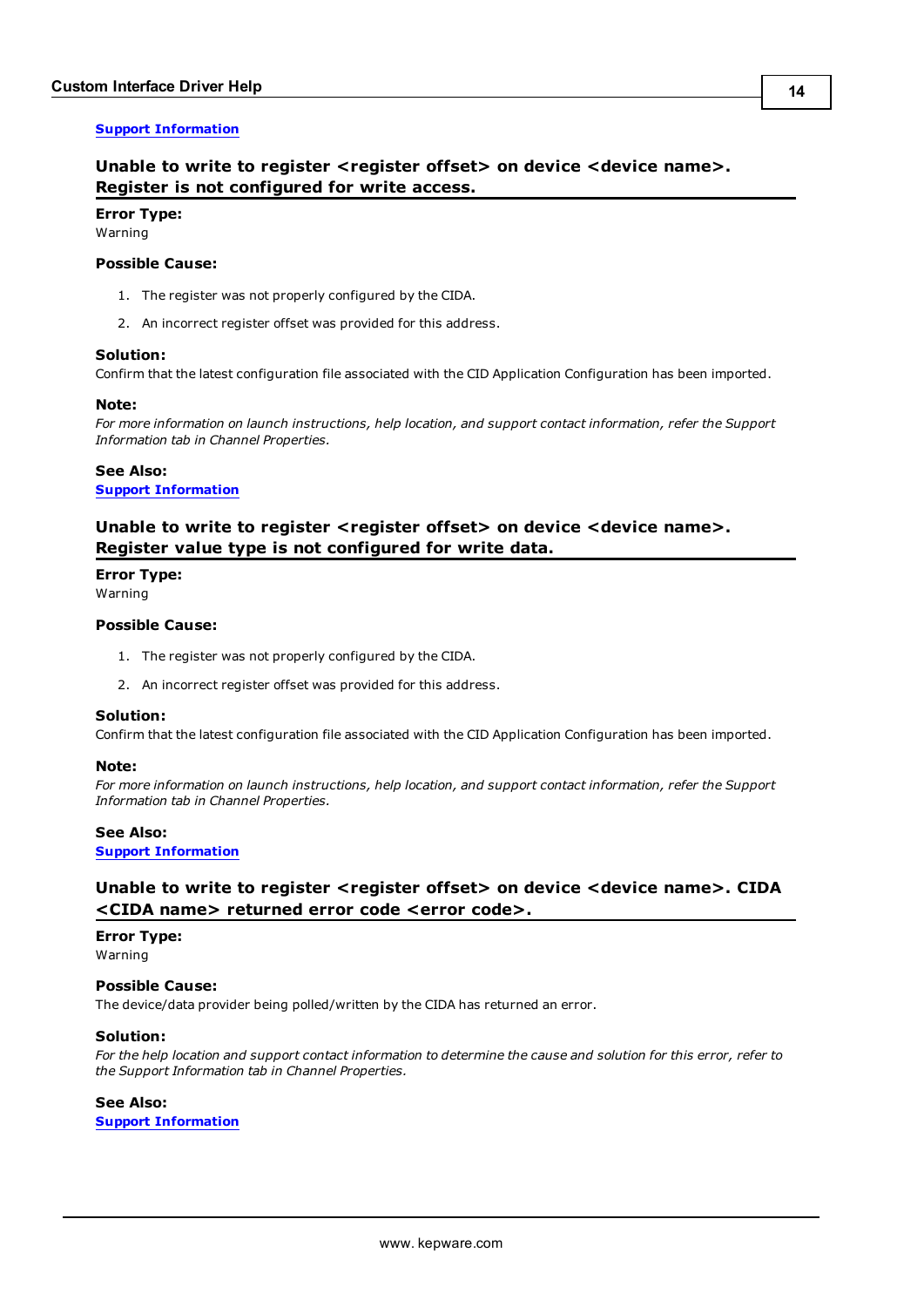[Support Information]

## Unable to write to register <register offset> on device <device name>. Register is not configured for write access.

**Error Type:**
Warning

**Possible Cause:**

1. The register was not properly configured by the CIDA.
2. An incorrect register offset was provided for this address.

**Solution:**
Confirm that the latest configuration file associated with the CID Application Configuration has been imported.

**Note:**
*For more information on launch instructions, help location, and support contact information, refer the Support Information tab in Channel Properties.*

**See Also:**
[Support Information]

## Unable to write to register <register offset> on device <device name>. Register value type is not configured for write data.

**Error Type:**
Warning

**Possible Cause:**

1. The register was not properly configured by the CIDA.
2. An incorrect register offset was provided for this address.

**Solution:**
Confirm that the latest configuration file associated with the CID Application Configuration has been imported.

**Note:**
*For more information on launch instructions, help location, and support contact information, refer the Support Information tab in Channel Properties.*

**See Also:**
[Support Information]

## Unable to write to register <register offset> on device <device name>. CIDA <CIDA name> returned error code <error code>.

**Error Type:**
Warning

**Possible Cause:**
The device/data provider being polled/written by the CIDA has returned an error.

**Solution:**
*For the help location and support contact information to determine the cause and solution for this error, refer to the Support Information tab in Channel Properties.*

**See Also:**
[Support Information]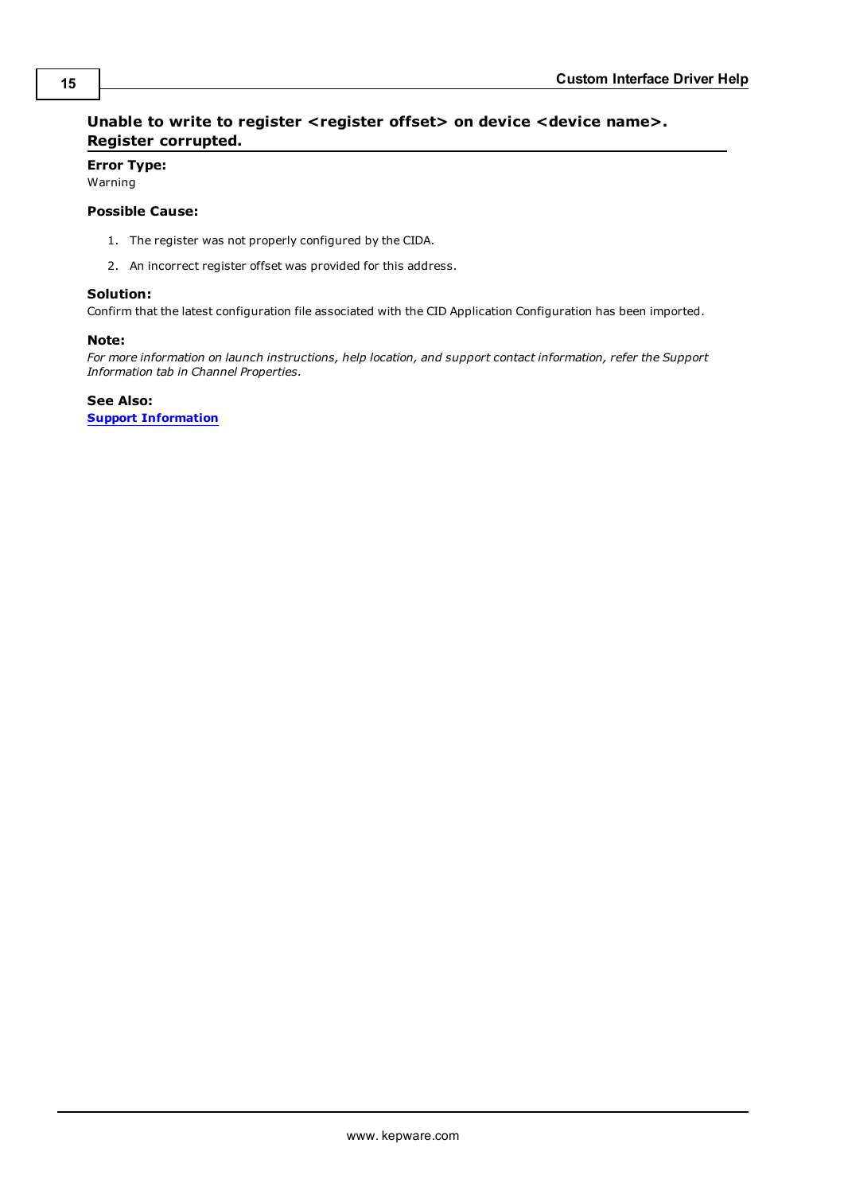## Unable to write to register <register offset> on device <device name>. Register corrupted.

**Error Type:**
Warning

**Possible Cause:**

1. The register was not properly configured by the CIDA.
2. An incorrect register offset was provided for this address.

**Solution:**
Confirm that the latest configuration file associated with the CID Application Configuration has been imported.

**Note:**
*For more information on launch instructions, help location, and support contact information, refer the Support Information tab in Channel Properties.*

**See Also:**
**Support Information**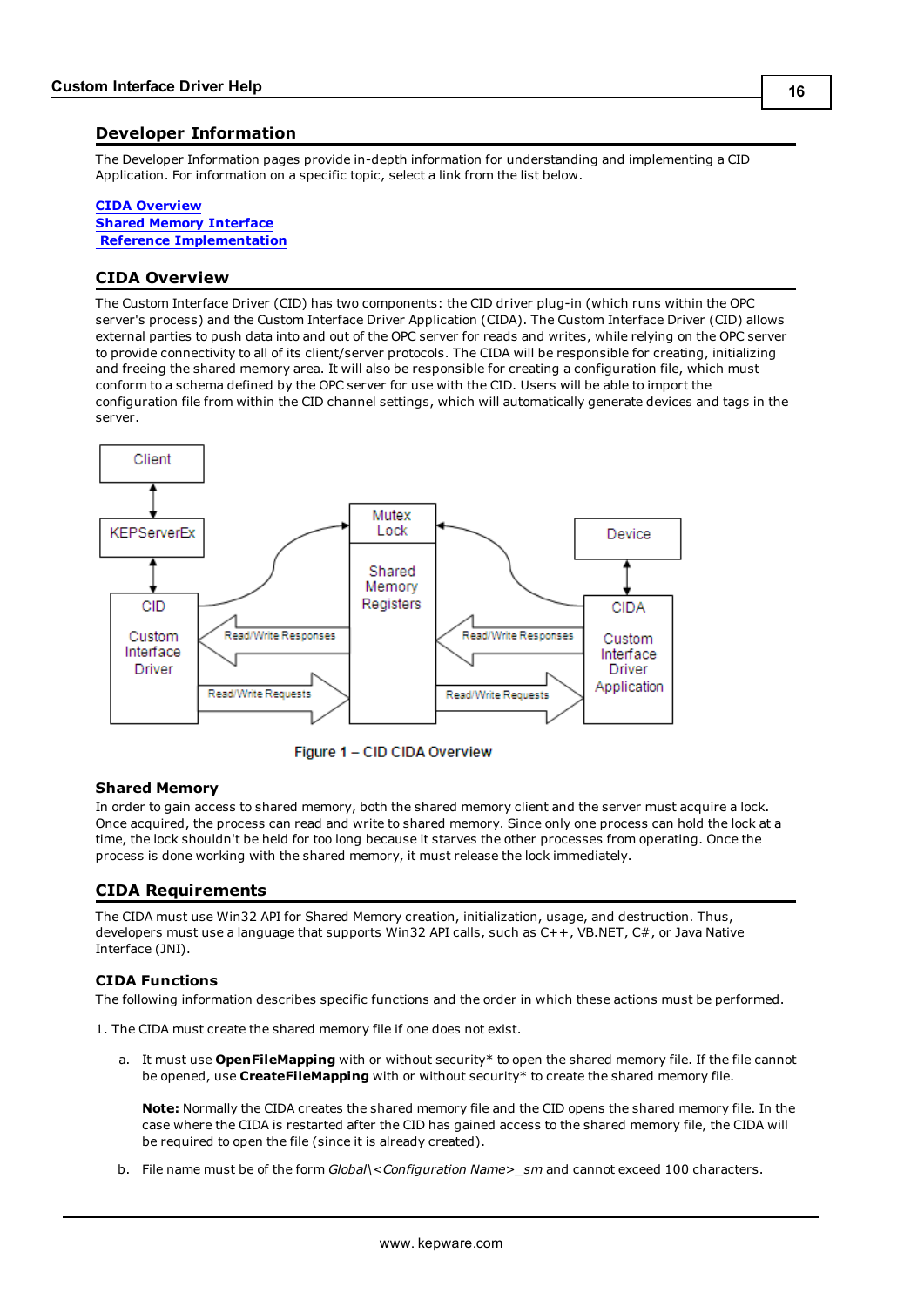## Developer Information

The Developer Information pages provide in-depth information for understanding and implementing a CID Application. For information on a specific topic, select a link from the list below.

**CIDA Overview**
**Shared Memory Interface**
**Reference Implementation**

## CIDA Overview

The Custom Interface Driver (CID) has two components: the CID driver plug-in (which runs within the OPC server's process) and the Custom Interface Driver Application (CIDA). The Custom Interface Driver (CID) allows external parties to push data into and out of the OPC server for reads and writes, while relying on the OPC server to provide connectivity to all of its client/server protocols. The CIDA will be responsible for creating, initializing and freeing the shared memory area. It will also be responsible for creating a configuration file, which must conform to a schema defined by the OPC server for use with the CID. Users will be able to import the configuration file from within the CID channel settings, which will automatically generate devices and tags in the server.

Figure 1 – CID CIDA Overview

### Shared Memory

In order to gain access to shared memory, both the shared memory client and the server must acquire a lock. Once acquired, the process can read and write to shared memory. Since only one process can hold the lock at a time, the lock shouldn't be held for too long because it starves the other processes from operating. Once the process is done working with the shared memory, it must release the lock immediately.

## CIDA Requirements

The CIDA must use Win32 API for Shared Memory creation, initialization, usage, and destruction. Thus, developers must use a language that supports Win32 API calls, such as C++, VB.NET, C#, or Java Native Interface (JNI).

### CIDA Functions

The following information describes specific functions and the order in which these actions must be performed.

1. The CIDA must create the shared memory file if one does not exist.

   a. It must use **OpenFileMapping** with or without security* to open the shared memory file. If the file cannot be opened, use **CreateFileMapping** with or without security* to create the shared memory file.

      **Note:** Normally the CIDA creates the shared memory file and the CID opens the shared memory file. In the case where the CIDA is restarted after the CID has gained access to the shared memory file, the CIDA will be required to open the file (since it is already created).

   b. File name must be of the form *Global\<Configuration Name>_sm* and cannot exceed 100 characters.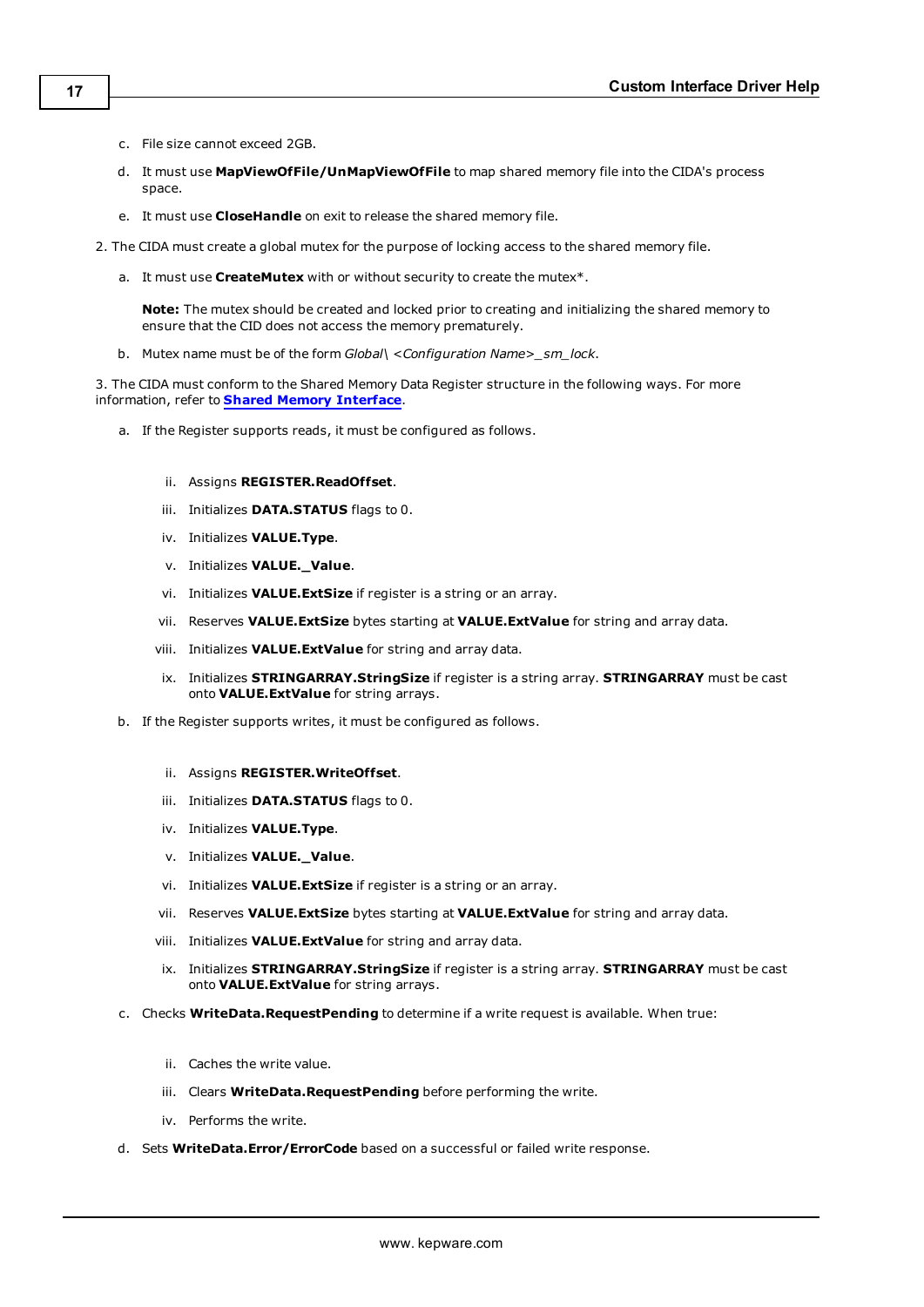c. File size cannot exceed 2GB.

d. It must use **MapViewOfFile/UnMapViewOfFile** to map shared memory file into the CIDA's process space.

e. It must use **CloseHandle** on exit to release the shared memory file.

2. The CIDA must create a global mutex for the purpose of locking access to the shared memory file.

   a. It must use **CreateMutex** with or without security to create the mutex*.

      **Note:** The mutex should be created and locked prior to creating and initializing the shared memory to ensure that the CID does not access the memory prematurely.

   b. Mutex name must be of the form *Global\ <Configuration Name>_sm_lock*.

3. The CIDA must conform to the Shared Memory Data Register structure in the following ways. For more information, refer to **Shared Memory Interface**.

   a. If the Register supports reads, it must be configured as follows.

      ii. Assigns **REGISTER.ReadOffset**.

      iii. Initializes **DATA.STATUS** flags to 0.

      iv. Initializes **VALUE.Type**.

      v. Initializes **VALUE._Value**.

      vi. Initializes **VALUE.ExtSize** if register is a string or an array.

      vii. Reserves **VALUE.ExtSize** bytes starting at **VALUE.ExtValue** for string and array data.

      viii. Initializes **VALUE.ExtValue** for string and array data.

      ix. Initializes **STRINGARRAY.StringSize** if register is a string array. **STRINGARRAY** must be cast onto **VALUE.ExtValue** for string arrays.

   b. If the Register supports writes, it must be configured as follows.

      ii. Assigns **REGISTER.WriteOffset**.

      iii. Initializes **DATA.STATUS** flags to 0.

      iv. Initializes **VALUE.Type**.

      v. Initializes **VALUE._Value**.

      vi. Initializes **VALUE.ExtSize** if register is a string or an array.

      vii. Reserves **VALUE.ExtSize** bytes starting at **VALUE.ExtValue** for string and array data.

      viii. Initializes **VALUE.ExtValue** for string and array data.

      ix. Initializes **STRINGARRAY.StringSize** if register is a string array. **STRINGARRAY** must be cast onto **VALUE.ExtValue** for string arrays.

   c. Checks **WriteData.RequestPending** to determine if a write request is available. When true:

      ii. Caches the write value.

      iii. Clears **WriteData.RequestPending** before performing the write.

      iv. Performs the write.

   d. Sets **WriteData.Error/ErrorCode** based on a successful or failed write response.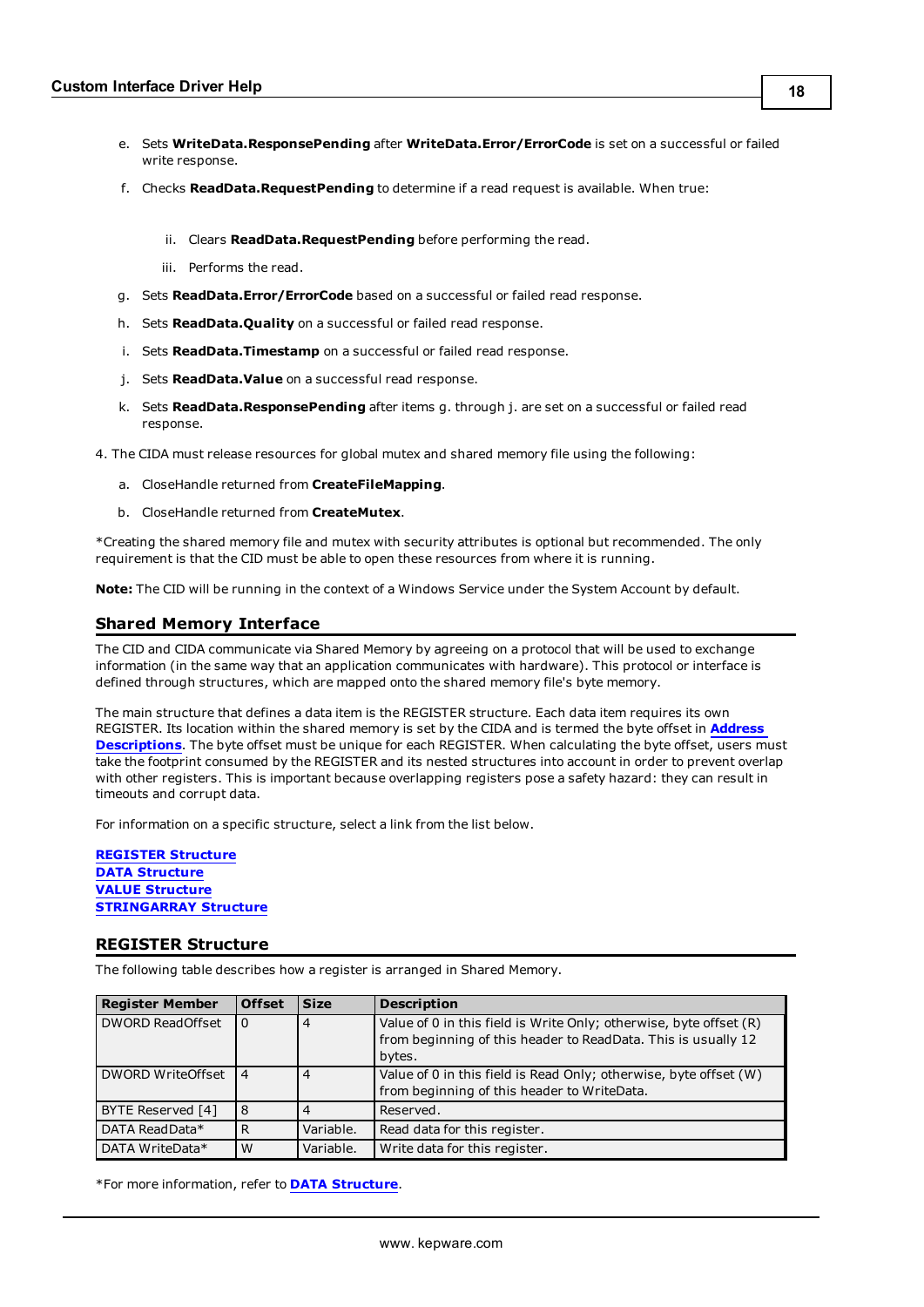e. Sets **WriteData.ResponsePending** after **WriteData.Error/ErrorCode** is set on a successful or failed write response.

f. Checks **ReadData.RequestPending** to determine if a read request is available. When true:

   ii. Clears **ReadData.RequestPending** before performing the read.

   iii. Performs the read.

g. Sets **ReadData.Error/ErrorCode** based on a successful or failed read response.

h. Sets **ReadData.Quality** on a successful or failed read response.

i. Sets **ReadData.Timestamp** on a successful or failed read response.

j. Sets **ReadData.Value** on a successful read response.

k. Sets **ReadData.ResponsePending** after items g. through j. are set on a successful or failed read response.

4. The CIDA must release resources for global mutex and shared memory file using the following:

   a. CloseHandle returned from **CreateFileMapping**.

   b. CloseHandle returned from **CreateMutex**.

*Creating the shared memory file and mutex with security attributes is optional but recommended. The only requirement is that the CID must be able to open these resources from where it is running.

**Note:** The CID will be running in the context of a Windows Service under the System Account by default.

## Shared Memory Interface

The CID and CIDA communicate via Shared Memory by agreeing on a protocol that will be used to exchange information (in the same way that an application communicates with hardware). This protocol or interface is defined through structures, which are mapped onto the shared memory file's byte memory.

The main structure that defines a data item is the REGISTER structure. Each data item requires its own REGISTER. Its location within the shared memory is set by the CIDA and is termed the byte offset in **Address Descriptions**. The byte offset must be unique for each REGISTER. When calculating the byte offset, users must take the footprint consumed by the REGISTER and its nested structures into account in order to prevent overlap with other registers. This is important because overlapping registers pose a safety hazard: they can result in timeouts and corrupt data.

For information on a specific structure, select a link from the list below.

**REGISTER Structure**
**DATA Structure**
**VALUE Structure**
**STRINGARRAY Structure**

## REGISTER Structure

The following table describes how a register is arranged in Shared Memory.

| Register Member | Offset | Size | Description |
|---|---|---|---|
| DWORD ReadOffset | 0 | 4 | Value of 0 in this field is Write Only; otherwise, byte offset (R) from beginning of this header to ReadData. This is usually 12 bytes. |
| DWORD WriteOffset | 4 | 4 | Value of 0 in this field is Read Only; otherwise, byte offset (W) from beginning of this header to WriteData. |
| BYTE Reserved [4] | 8 | 4 | Reserved. |
| DATA ReadData* | R | Variable. | Read data for this register. |
| DATA WriteData* | W | Variable. | Write data for this register. |

*For more information, refer to **DATA Structure**.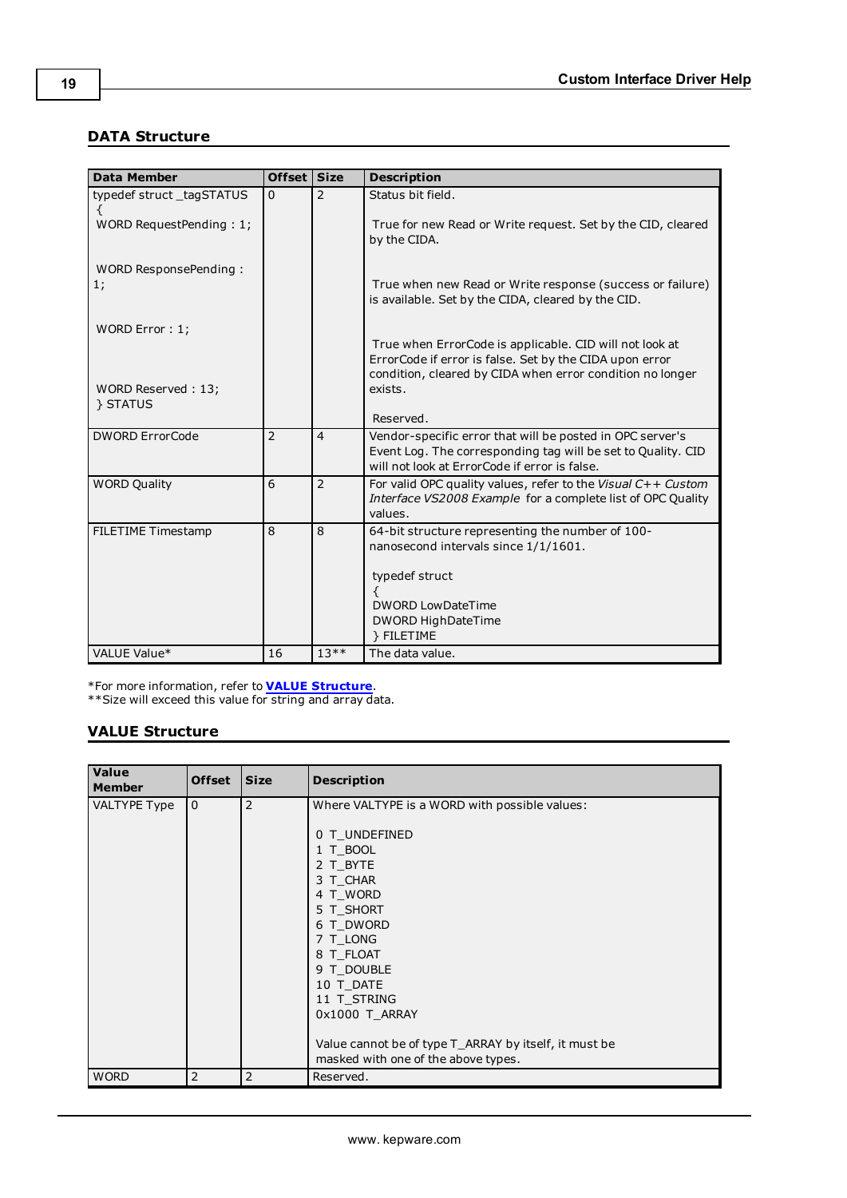### DATA Structure

| Data Member | Offset | Size | Description |
|---|---|---|---|
| typedef struct _tagSTATUS<br>{<br>WORD RequestPending : 1;<br><br>WORD ResponsePending : 1;<br><br>WORD Error : 1;<br><br>WORD Reserved : 13;<br>} STATUS | 0 | 2 | Status bit field.<br><br>True for new Read or Write request. Set by the CID, cleared by the CIDA.<br><br>True when new Read or Write response (success or failure) is available. Set by the CIDA, cleared by the CID.<br><br>True when ErrorCode is applicable. CID will not look at ErrorCode if error is false. Set by the CIDA upon error condition, cleared by CIDA when error condition no longer exists.<br><br>Reserved. |
| DWORD ErrorCode | 2 | 4 | Vendor-specific error that will be posted in OPC server's Event Log. The corresponding tag will be set to Quality. CID will not look at ErrorCode if error is false. |
| WORD Quality | 6 | 2 | For valid OPC quality values, refer to the *Visual C++ Custom Interface VS2008 Example* for a complete list of OPC Quality values. |
| FILETIME Timestamp | 8 | 8 | 64-bit structure representing the number of 100-nanosecond intervals since 1/1/1601.<br><br>typedef struct<br>{<br>DWORD LowDateTime<br>DWORD HighDateTime<br>} FILETIME |
| VALUE Value* | 16 | 13** | The data value. |

*For more information, refer to **VALUE Structure**.
**Size will exceed this value for string and array data.

### VALUE Structure

| Value Member | Offset | Size | Description |
|---|---|---|---|
| VALTYPE Type | 0 | 2 | Where VALTYPE is a WORD with possible values:<br><br>0 T_UNDEFINED<br>1 T_BOOL<br>2 T_BYTE<br>3 T_CHAR<br>4 T_WORD<br>5 T_SHORT<br>6 T_DWORD<br>7 T_LONG<br>8 T_FLOAT<br>9 T_DOUBLE<br>10 T_DATE<br>11 T_STRING<br>0x1000 T_ARRAY<br><br>Value cannot be of type T_ARRAY by itself, it must be masked with one of the above types. |
| WORD | 2 | 2 | Reserved. |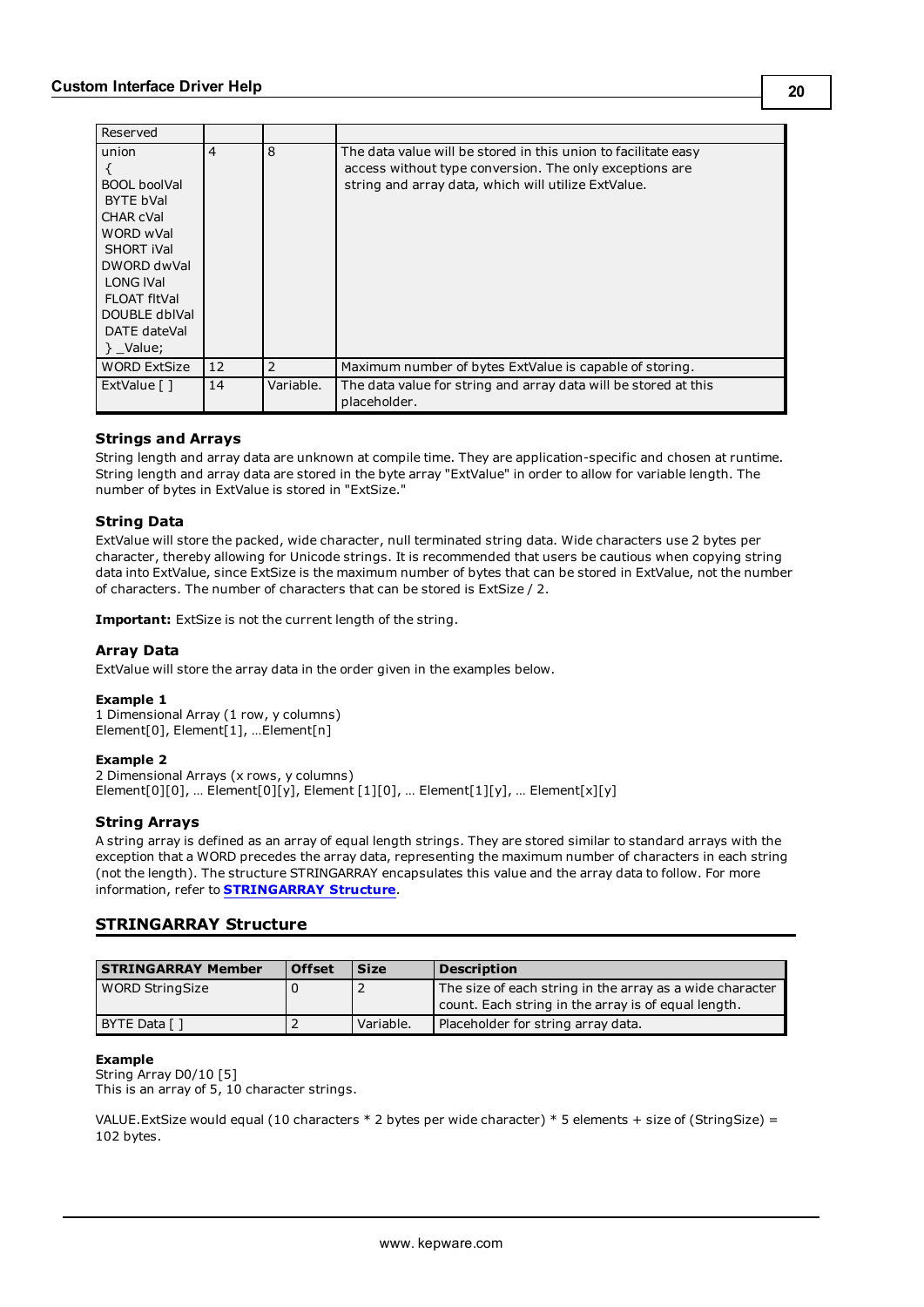| | | | |
|---|---|---|---|
| Reserved | | | |
| union { BOOL boolVal BYTE bVal CHAR cVal WORD wVal SHORT iVal DWORD dwVal LONG lVal FLOAT fltVal DOUBLE dblVal DATE dateVal } _Value; | 4 | 8 | The data value will be stored in this union to facilitate easy access without type conversion. The only exceptions are string and array data, which will utilize ExtValue. |
| WORD ExtSize | 12 | 2 | Maximum number of bytes ExtValue is capable of storing. |
| ExtValue [ ] | 14 | Variable. | The data value for string and array data will be stored at this placeholder. |

### Strings and Arrays

String length and array data are unknown at compile time. They are application-specific and chosen at runtime. String length and array data are stored in the byte array "ExtValue" in order to allow for variable length. The number of bytes in ExtValue is stored in "ExtSize."

### String Data

ExtValue will store the packed, wide character, null terminated string data. Wide characters use 2 bytes per character, thereby allowing for Unicode strings. It is recommended that users be cautious when copying string data into ExtValue, since ExtSize is the maximum number of bytes that can be stored in ExtValue, not the number of characters. The number of characters that can be stored is ExtSize / 2.

**Important:** ExtSize is not the current length of the string.

### Array Data

ExtValue will store the array data in the order given in the examples below.

**Example 1**
1 Dimensional Array (1 row, y columns)
Element[0], Element[1], …Element[n]

**Example 2**
2 Dimensional Arrays (x rows, y columns)
Element[0][0], … Element[0][y], Element [1][0], … Element[1][y], … Element[x][y]

### String Arrays

A string array is defined as an array of equal length strings. They are stored similar to standard arrays with the exception that a WORD precedes the array data, representing the maximum number of characters in each string (not the length). The structure STRINGARRAY encapsulates this value and the array data to follow. For more information, refer to **STRINGARRAY Structure**.

## STRINGARRAY Structure

| STRINGARRAY Member | Offset | Size | Description |
|---|---|---|---|
| WORD StringSize | 0 | 2 | The size of each string in the array as a wide character count. Each string in the array is of equal length. |
| BYTE Data [ ] | 2 | Variable. | Placeholder for string array data. |

**Example**
String Array D0/10 [5]
This is an array of 5, 10 character strings.

VALUE.ExtSize would equal (10 characters * 2 bytes per wide character) * 5 elements + size of (StringSize) = 102 bytes.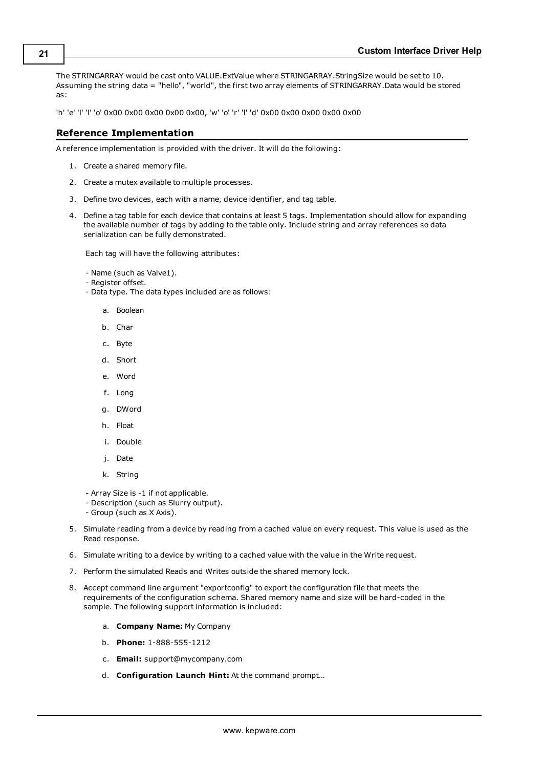The STRINGARRAY would be cast onto VALUE.ExtValue where STRINGARRAY.StringSize would be set to 10. Assuming the string data = "hello", "world", the first two array elements of STRINGARRAY.Data would be stored as:

'h' 'e' 'l' 'l' 'o' 0x00 0x00 0x00 0x00 0x00, 'w' 'o' 'r' 'l' 'd' 0x00 0x00 0x00 0x00 0x00

## Reference Implementation

A reference implementation is provided with the driver. It will do the following:

1. Create a shared memory file.
2. Create a mutex available to multiple processes.
3. Define two devices, each with a name, device identifier, and tag table.
4. Define a tag table for each device that contains at least 5 tags. Implementation should allow for expanding the available number of tags by adding to the table only. Include string and array references so data serialization can be fully demonstrated.

   Each tag will have the following attributes:

   - Name (such as Valve1).
   - Register offset.
   - Data type. The data types included are as follows:

     a. Boolean
     b. Char
     c. Byte
     d. Short
     e. Word
     f. Long
     g. DWord
     h. Float
     i. Double
     j. Date
     k. String

   - Array Size is -1 if not applicable.
   - Description (such as Slurry output).
   - Group (such as X Axis).
5. Simulate reading from a device by reading from a cached value on every request. This value is used as the Read response.
6. Simulate writing to a device by writing to a cached value with the value in the Write request.
7. Perform the simulated Reads and Writes outside the shared memory lock.
8. Accept command line argument "exportconfig" to export the configuration file that meets the requirements of the configuration schema. Shared memory name and size will be hard-coded in the sample. The following support information is included:

   a. **Company Name:** My Company
   b. **Phone:** 1-888-555-1212
   c. **Email:** support@mycompany.com
   d. **Configuration Launch Hint:** At the command prompt…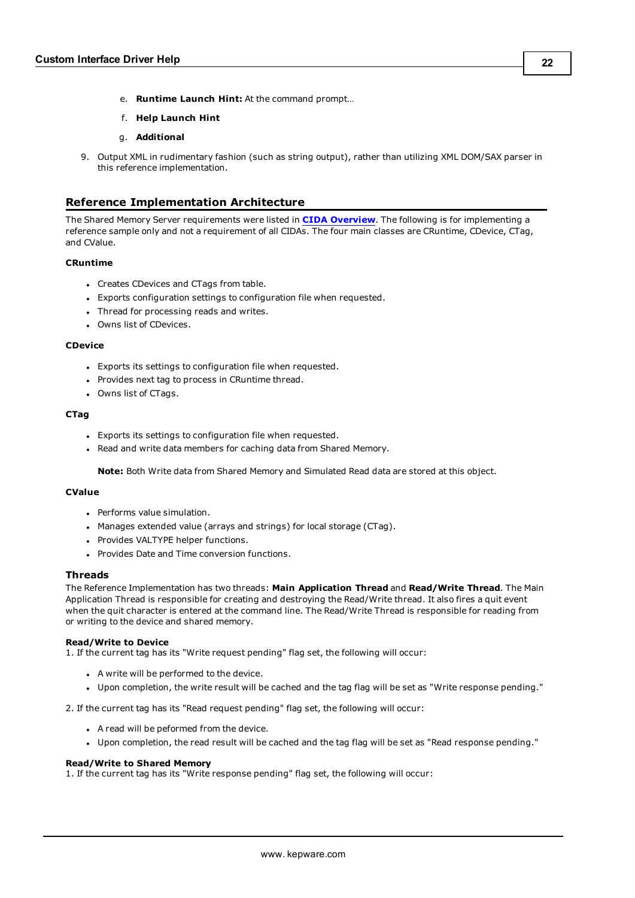e. **Runtime Launch Hint:** At the command prompt…
f. **Help Launch Hint**
g. **Additional**

9. Output XML in rudimentary fashion (such as string output), rather than utilizing XML DOM/SAX parser in this reference implementation.

## Reference Implementation Architecture

The Shared Memory Server requirements were listed in **CIDA Overview**. The following is for implementing a reference sample only and not a requirement of all CIDAs. The four main classes are CRuntime, CDevice, CTag, and CValue.

#### CRuntime

- Creates CDevices and CTags from table.
- Exports configuration settings to configuration file when requested.
- Thread for processing reads and writes.
- Owns list of CDevices.

#### CDevice

- Exports its settings to configuration file when requested.
- Provides next tag to process in CRuntime thread.
- Owns list of CTags.

#### CTag

- Exports its settings to configuration file when requested.
- Read and write data members for caching data from Shared Memory.

**Note:** Both Write data from Shared Memory and Simulated Read data are stored at this object.

#### CValue

- Performs value simulation.
- Manages extended value (arrays and strings) for local storage (CTag).
- Provides VALTYPE helper functions.
- Provides Date and Time conversion functions.

### Threads

The Reference Implementation has two threads: **Main Application Thread** and **Read/Write Thread**. The Main Application Thread is responsible for creating and destroying the Read/Write thread. It also fires a quit event when the quit character is entered at the command line. The Read/Write Thread is responsible for reading from or writing to the device and shared memory.

#### Read/Write to Device

1. If the current tag has its "Write request pending" flag set, the following will occur:

- A write will be performed to the device.
- Upon completion, the write result will be cached and the tag flag will be set as "Write response pending."

2. If the current tag has its "Read request pending" flag set, the following will occur:

- A read will be peformed from the device.
- Upon completion, the read result will be cached and the tag flag will be set as "Read response pending."

#### Read/Write to Shared Memory

1. If the current tag has its "Write response pending" flag set, the following will occur: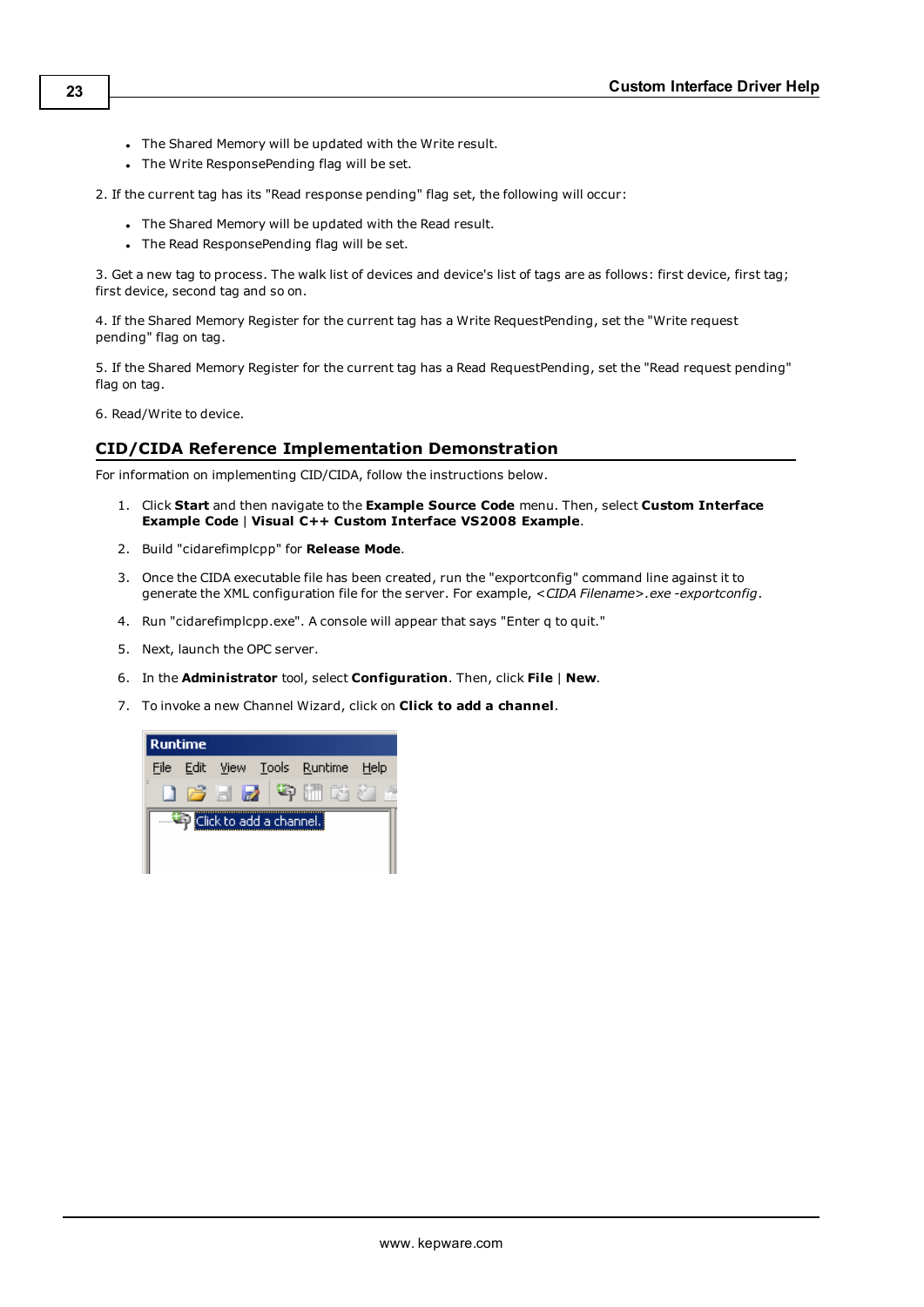- The Shared Memory will be updated with the Write result.
- The Write ResponsePending flag will be set.

2. If the current tag has its "Read response pending" flag set, the following will occur:

- The Shared Memory will be updated with the Read result.
- The Read ResponsePending flag will be set.

3. Get a new tag to process. The walk list of devices and device's list of tags are as follows: first device, first tag; first device, second tag and so on.

4. If the Shared Memory Register for the current tag has a Write RequestPending, set the "Write request pending" flag on tag.

5. If the Shared Memory Register for the current tag has a Read RequestPending, set the "Read request pending" flag on tag.

6. Read/Write to device.

## CID/CIDA Reference Implementation Demonstration

For information on implementing CID/CIDA, follow the instructions below.

1. Click **Start** and then navigate to the **Example Source Code** menu. Then, select **Custom Interface Example Code** | **Visual C++ Custom Interface VS2008 Example**.
2. Build "cidarefimplcpp" for **Release Mode**.
3. Once the CIDA executable file has been created, run the "exportconfig" command line against it to generate the XML configuration file for the server. For example, *<CIDA Filename>.exe -exportconfig*.
4. Run "cidarefimplcpp.exe". A console will appear that says "Enter q to quit."
5. Next, launch the OPC server.
6. In the **Administrator** tool, select **Configuration**. Then, click **File** | **New**.
7. To invoke a new Channel Wizard, click on **Click to add a channel**.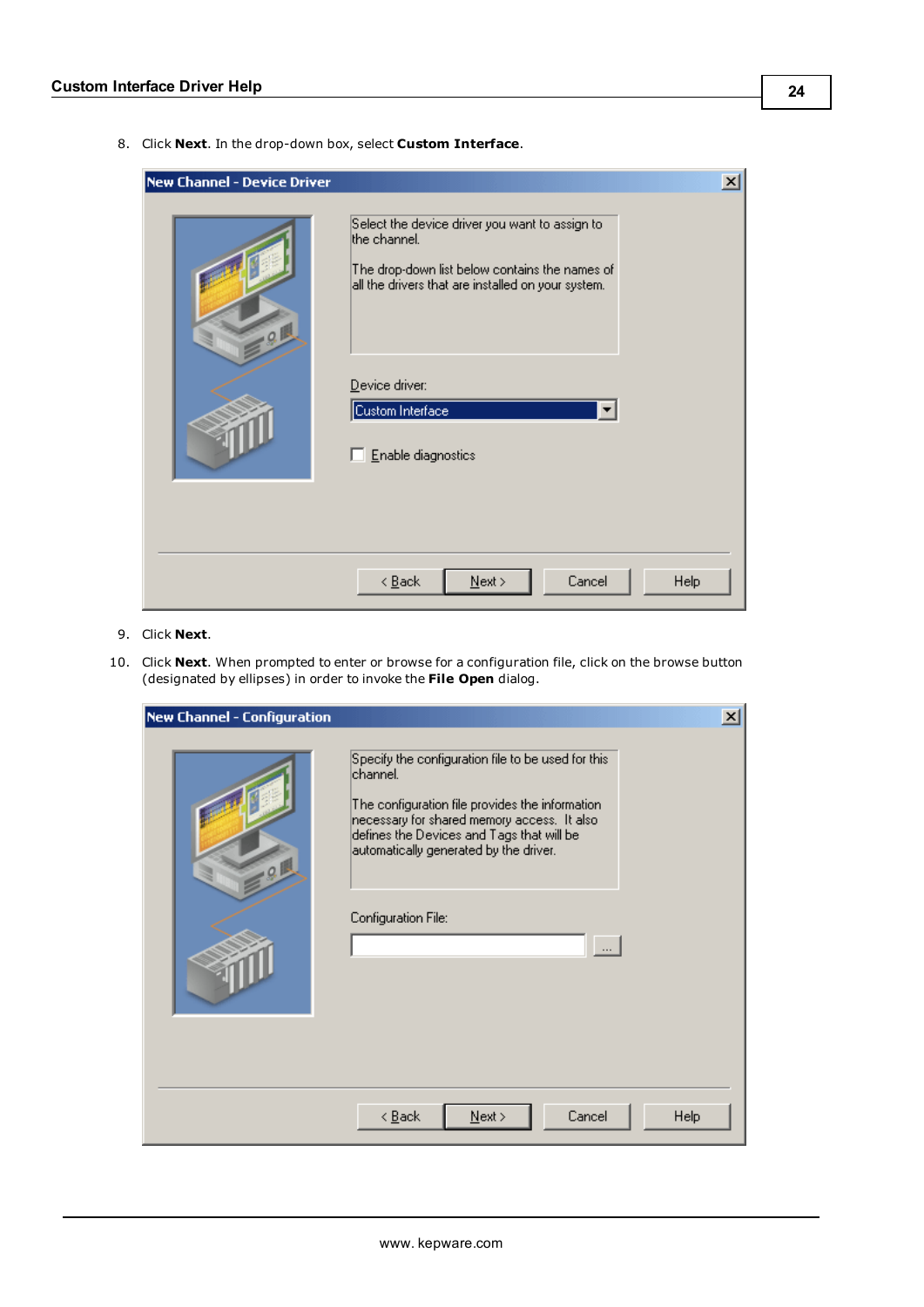8. Click **Next**. In the drop-down box, select **Custom Interface**.

New Channel - Device Driver

Select the device driver you want to assign to the channel.

The drop-down list below contains the names of all the drivers that are installed on your system.

Device driver:

Custom Interface

Enable diagnostics

< Back | Next > | Cancel | Help

9. Click **Next**.
10. Click **Next**. When prompted to enter or browse for a configuration file, click on the browse button (designated by ellipses) in order to invoke the **File Open** dialog.

New Channel - Configuration

Specify the configuration file to be used for this channel.

The configuration file provides the information necessary for shared memory access. It also defines the Devices and Tags that will be automatically generated by the driver.

Configuration File:

...

< Back | Next > | Cancel | Help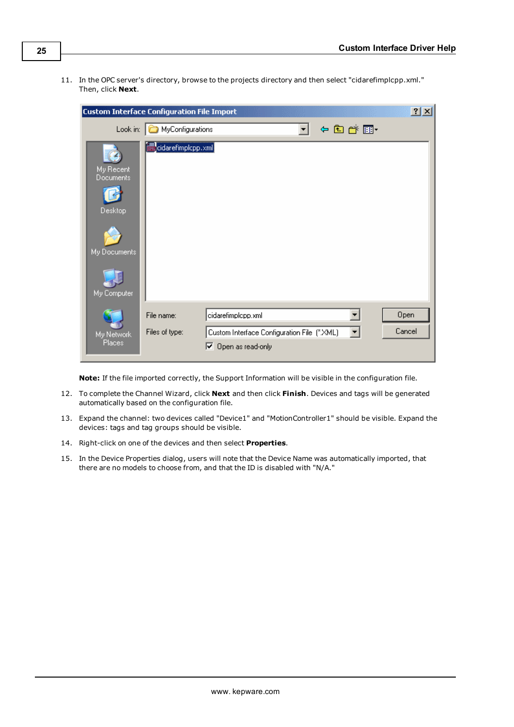11. In the OPC server's directory, browse to the projects directory and then select "cidarefimplcpp.xml." Then, click **Next**.

**Note:** If the file imported correctly, the Support Information will be visible in the configuration file.

12. To complete the Channel Wizard, click **Next** and then click **Finish**. Devices and tags will be generated automatically based on the configuration file.

13. Expand the channel: two devices called "Device1" and "MotionController1" should be visible. Expand the devices: tags and tag groups should be visible.

14. Right-click on one of the devices and then select **Properties**.

15. In the Device Properties dialog, users will note that the Device Name was automatically imported, that there are no models to choose from, and that the ID is disabled with "N/A."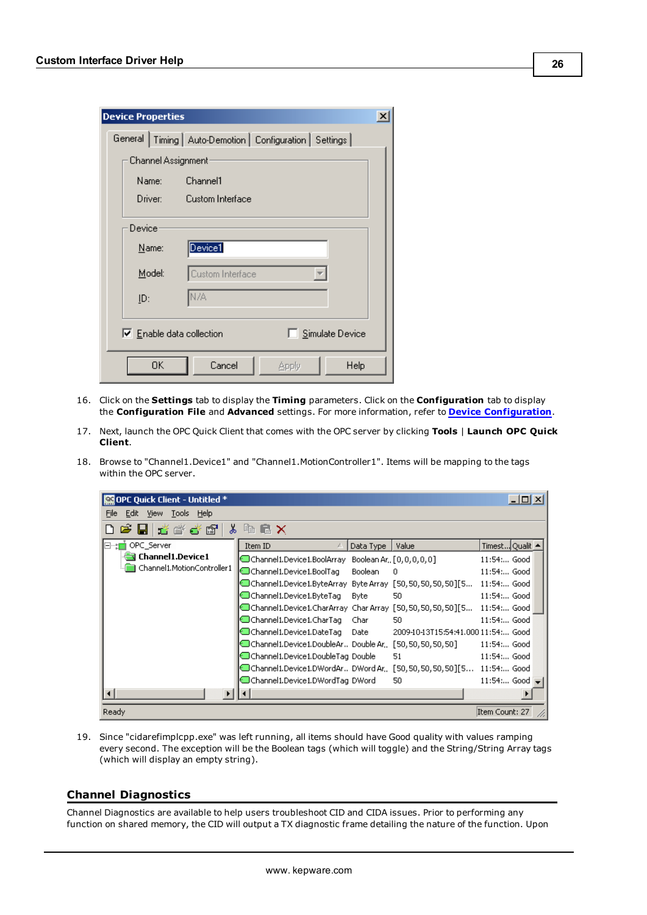16. Click on the **Settings** tab to display the **Timing** parameters. Click on the **Configuration** tab to display the **Configuration File** and **Advanced** settings. For more information, refer to **Device Configuration**.

17. Next, launch the OPC Quick Client that comes with the OPC server by clicking **Tools** | **Launch OPC Quick Client**.

18. Browse to "Channel1.Device1" and "Channel1.MotionController1". Items will be mapping to the tags within the OPC server.

19. Since "cidarefimplcpp.exe" was left running, all items should have Good quality with values ramping every second. The exception will be the Boolean tags (which will toggle) and the String/String Array tags (which will display an empty string).

## Channel Diagnostics

Channel Diagnostics are available to help users troubleshoot CID and CIDA issues. Prior to performing any function on shared memory, the CID will output a TX diagnostic frame detailing the nature of the function. Upon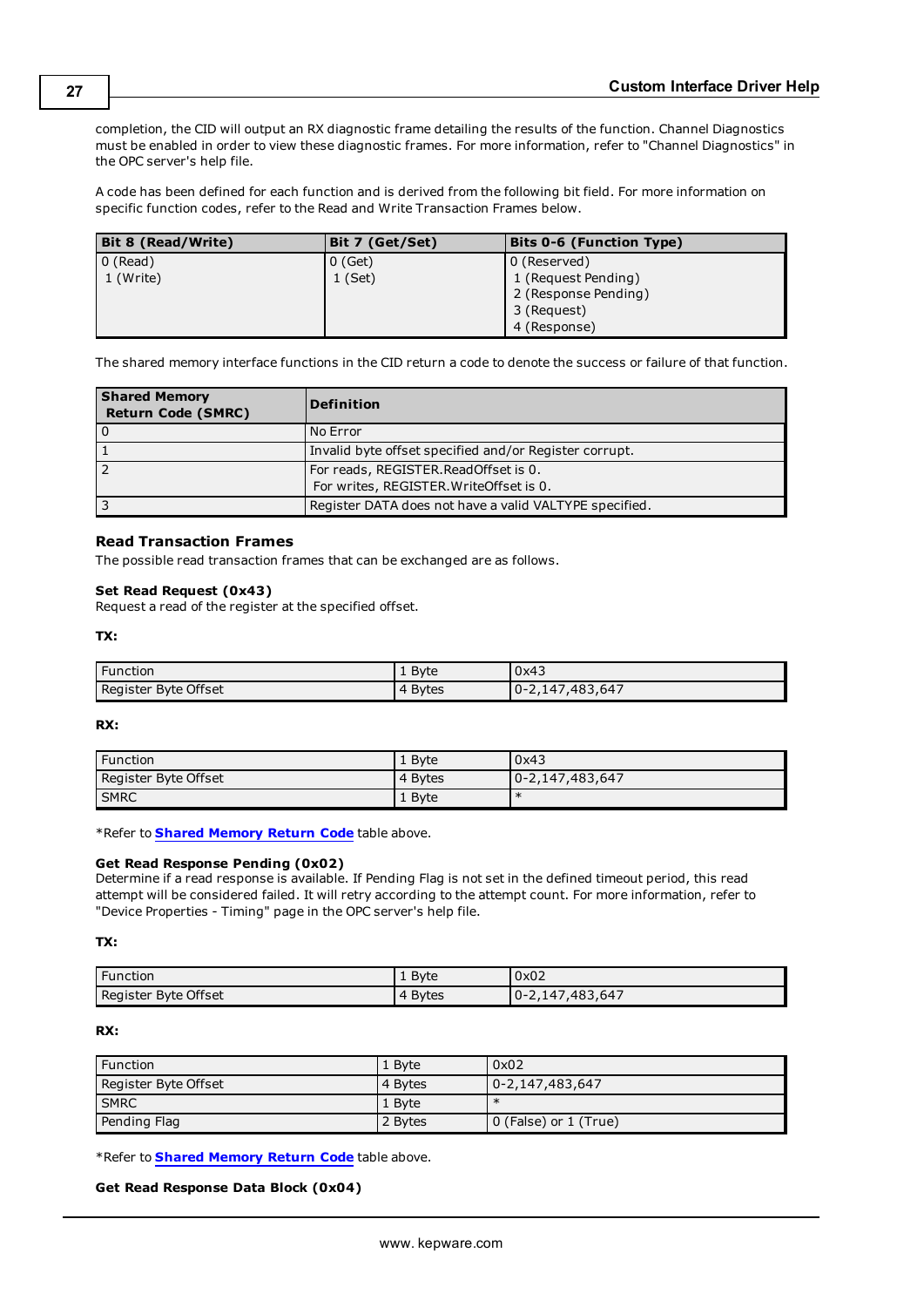completion, the CID will output an RX diagnostic frame detailing the results of the function. Channel Diagnostics must be enabled in order to view these diagnostic frames. For more information, refer to "Channel Diagnostics" in the OPC server's help file.

A code has been defined for each function and is derived from the following bit field. For more information on specific function codes, refer to the Read and Write Transaction Frames below.

| Bit 8 (Read/Write) | Bit 7 (Get/Set) | Bits 0-6 (Function Type) |
|---|---|---|
| 0 (Read)<br>1 (Write) | 0 (Get)<br>1 (Set) | 0 (Reserved)<br>1 (Request Pending)<br>2 (Response Pending)<br>3 (Request)<br>4 (Response) |

The shared memory interface functions in the CID return a code to denote the success or failure of that function.

| Shared Memory Return Code (SMRC) | Definition |
|---|---|
| 0 | No Error |
| 1 | Invalid byte offset specified and/or Register corrupt. |
| 2 | For reads, REGISTER.ReadOffset is 0.<br>For writes, REGISTER.WriteOffset is 0. |
| 3 | Register DATA does not have a valid VALTYPE specified. |

### Read Transaction Frames

The possible read transaction frames that can be exchanged are as follows.

**Set Read Request (0x43)**
Request a read of the register at the specified offset.

**TX:**

| Function | 1 Byte | 0x43 |
|---|---|---|
| Register Byte Offset | 4 Bytes | 0-2,147,483,647 |

**RX:**

| Function | 1 Byte | 0x43 |
|---|---|---|
| Register Byte Offset | 4 Bytes | 0-2,147,483,647 |
| SMRC | 1 Byte | * |

*Refer to **Shared Memory Return Code** table above.

**Get Read Response Pending (0x02)**
Determine if a read response is available. If Pending Flag is not set in the defined timeout period, this read attempt will be considered failed. It will retry according to the attempt count. For more information, refer to "Device Properties - Timing" page in the OPC server's help file.

**TX:**

| Function | 1 Byte | 0x02 |
|---|---|---|
| Register Byte Offset | 4 Bytes | 0-2,147,483,647 |

**RX:**

| Function | 1 Byte | 0x02 |
|---|---|---|
| Register Byte Offset | 4 Bytes | 0-2,147,483,647 |
| SMRC | 1 Byte | * |
| Pending Flag | 2 Bytes | 0 (False) or 1 (True) |

*Refer to **Shared Memory Return Code** table above.

**Get Read Response Data Block (0x04)**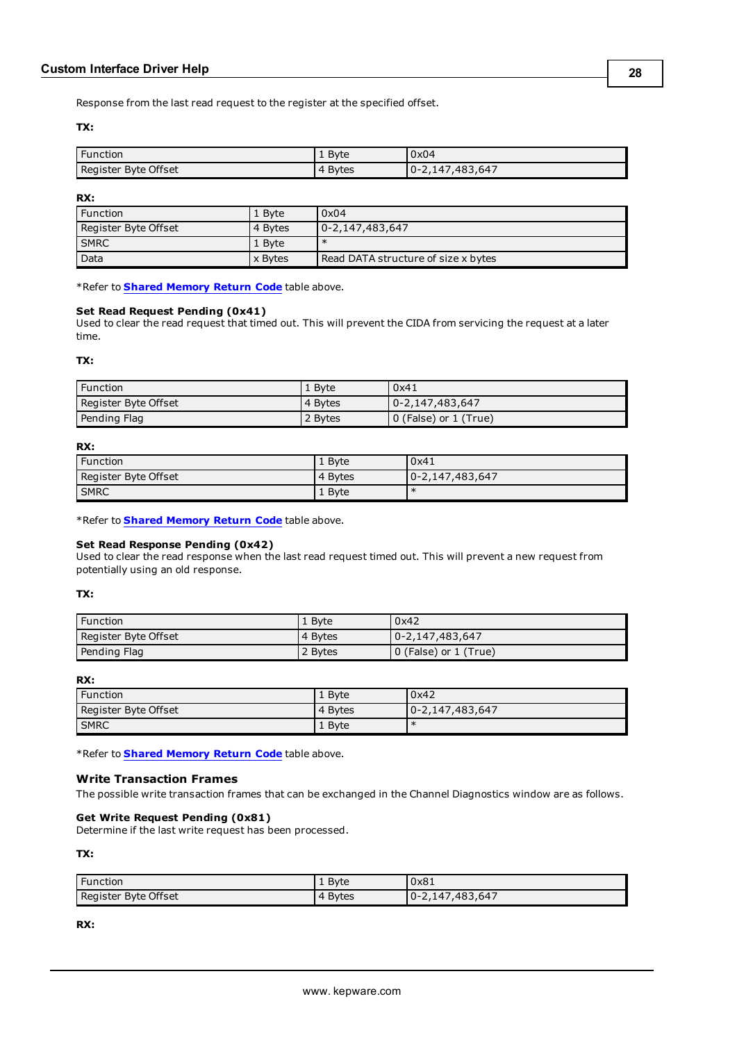Response from the last read request to the register at the specified offset.

**TX:**

| Function | 1 Byte | 0x04 |
|---|---|---|
| Register Byte Offset | 4 Bytes | 0-2,147,483,647 |

**RX:**

| Function | 1 Byte | 0x04 |
|---|---|---|
| Register Byte Offset | 4 Bytes | 0-2,147,483,647 |
| SMRC | 1 Byte | * |
| Data | x Bytes | Read DATA structure of size x bytes |

*Refer to **Shared Memory Return Code** table above.

**Set Read Request Pending (0x41)**
Used to clear the read request that timed out. This will prevent the CIDA from servicing the request at a later time.

**TX:**

| Function | 1 Byte | 0x41 |
|---|---|---|
| Register Byte Offset | 4 Bytes | 0-2,147,483,647 |
| Pending Flag | 2 Bytes | 0 (False) or 1 (True) |

**RX:**

| Function | 1 Byte | 0x41 |
|---|---|---|
| Register Byte Offset | 4 Bytes | 0-2,147,483,647 |
| SMRC | 1 Byte | * |

*Refer to **Shared Memory Return Code** table above.

**Set Read Response Pending (0x42)**
Used to clear the read response when the last read request timed out. This will prevent a new request from potentially using an old response.

**TX:**

| Function | 1 Byte | 0x42 |
|---|---|---|
| Register Byte Offset | 4 Bytes | 0-2,147,483,647 |
| Pending Flag | 2 Bytes | 0 (False) or 1 (True) |

**RX:**

| Function | 1 Byte | 0x42 |
|---|---|---|
| Register Byte Offset | 4 Bytes | 0-2,147,483,647 |
| SMRC | 1 Byte | * |

*Refer to **Shared Memory Return Code** table above.

### Write Transaction Frames

The possible write transaction frames that can be exchanged in the Channel Diagnostics window are as follows.

**Get Write Request Pending (0x81)**
Determine if the last write request has been processed.

**TX:**

| Function | 1 Byte | 0x81 |
|---|---|---|
| Register Byte Offset | 4 Bytes | 0-2,147,483,647 |

**RX:**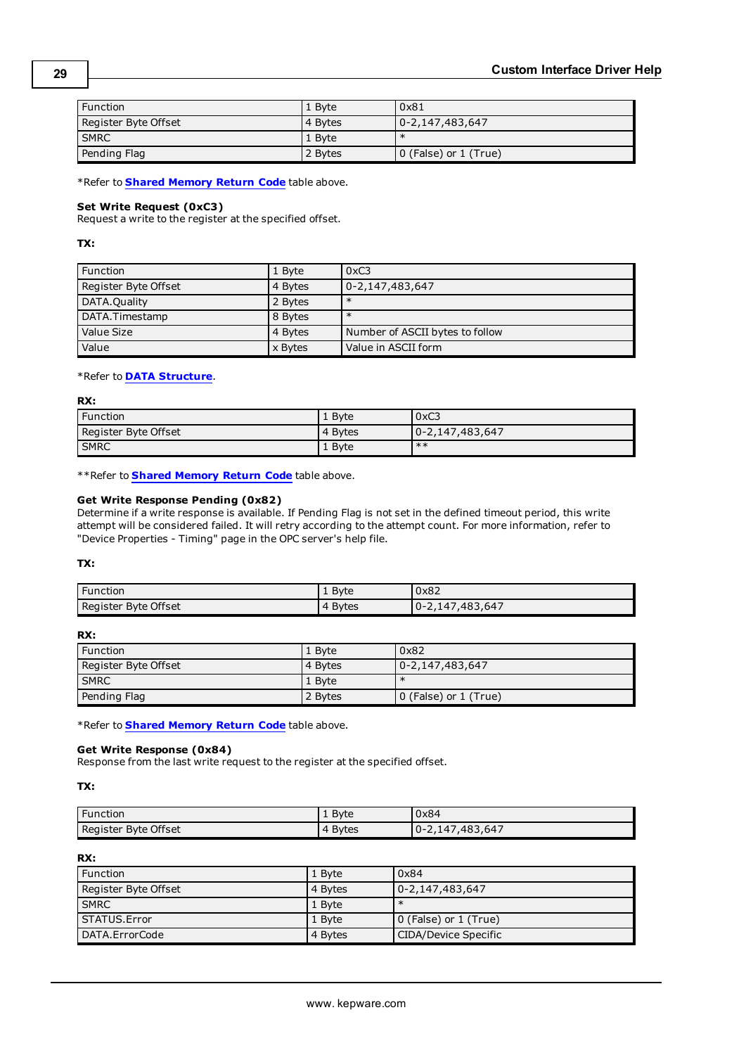| Function | 1 Byte | 0x81 |
|---|---|---|
| Register Byte Offset | 4 Bytes | 0-2,147,483,647 |
| SMRC | 1 Byte | * |
| Pending Flag | 2 Bytes | 0 (False) or 1 (True) |

*Refer to **Shared Memory Return Code** table above.

**Set Write Request (0xC3)**
Request a write to the register at the specified offset.

**TX:**

| Function | 1 Byte | 0xC3 |
|---|---|---|
| Register Byte Offset | 4 Bytes | 0-2,147,483,647 |
| DATA.Quality | 2 Bytes | * |
| DATA.Timestamp | 8 Bytes | * |
| Value Size | 4 Bytes | Number of ASCII bytes to follow |
| Value | x Bytes | Value in ASCII form |

*Refer to **DATA Structure**.

**RX:**

| Function | 1 Byte | 0xC3 |
|---|---|---|
| Register Byte Offset | 4 Bytes | 0-2,147,483,647 |
| SMRC | 1 Byte | ** |

**Refer to **Shared Memory Return Code** table above.

**Get Write Response Pending (0x82)**
Determine if a write response is available. If Pending Flag is not set in the defined timeout period, this write attempt will be considered failed. It will retry according to the attempt count. For more information, refer to "Device Properties - Timing" page in the OPC server's help file.

**TX:**

| Function | 1 Byte | 0x82 |
|---|---|---|
| Register Byte Offset | 4 Bytes | 0-2,147,483,647 |

**RX:**

| Function | 1 Byte | 0x82 |
|---|---|---|
| Register Byte Offset | 4 Bytes | 0-2,147,483,647 |
| SMRC | 1 Byte | * |
| Pending Flag | 2 Bytes | 0 (False) or 1 (True) |

*Refer to **Shared Memory Return Code** table above.

**Get Write Response (0x84)**
Response from the last write request to the register at the specified offset.

**TX:**

| Function | 1 Byte | 0x84 |
|---|---|---|
| Register Byte Offset | 4 Bytes | 0-2,147,483,647 |

**RX:**

| Function | 1 Byte | 0x84 |
|---|---|---|
| Register Byte Offset | 4 Bytes | 0-2,147,483,647 |
| SMRC | 1 Byte | * |
| STATUS.Error | 1 Byte | 0 (False) or 1 (True) |
| DATA.ErrorCode | 4 Bytes | CIDA/Device Specific |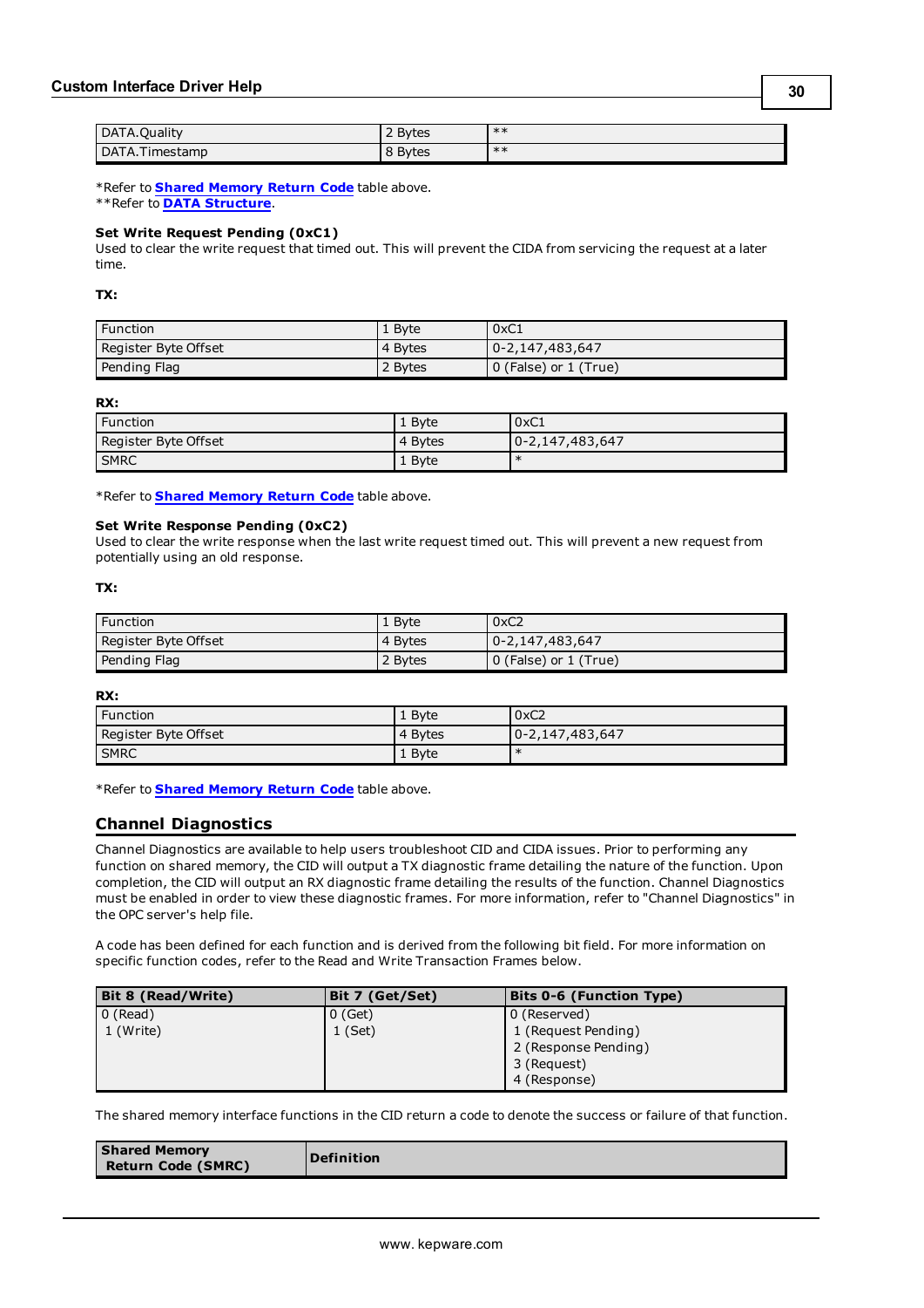| | | |
|---|---|---|
| DATA.Quality | 2 Bytes | ** |
| DATA.Timestamp | 8 Bytes | ** |

*Refer to **Shared Memory Return Code** table above.
**Refer to **DATA Structure**.

**Set Write Request Pending (0xC1)**
Used to clear the write request that timed out. This will prevent the CIDA from servicing the request at a later time.

**TX:**

| | | |
|---|---|---|
| Function | 1 Byte | 0xC1 |
| Register Byte Offset | 4 Bytes | 0-2,147,483,647 |
| Pending Flag | 2 Bytes | 0 (False) or 1 (True) |

**RX:**

| | | |
|---|---|---|
| Function | 1 Byte | 0xC1 |
| Register Byte Offset | 4 Bytes | 0-2,147,483,647 |
| SMRC | 1 Byte | * |

*Refer to **Shared Memory Return Code** table above.

**Set Write Response Pending (0xC2)**
Used to clear the write response when the last write request timed out. This will prevent a new request from potentially using an old response.

**TX:**

| | | |
|---|---|---|
| Function | 1 Byte | 0xC2 |
| Register Byte Offset | 4 Bytes | 0-2,147,483,647 |
| Pending Flag | 2 Bytes | 0 (False) or 1 (True) |

**RX:**

| | | |
|---|---|---|
| Function | 1 Byte | 0xC2 |
| Register Byte Offset | 4 Bytes | 0-2,147,483,647 |
| SMRC | 1 Byte | * |

*Refer to **Shared Memory Return Code** table above.

## Channel Diagnostics

Channel Diagnostics are available to help users troubleshoot CID and CIDA issues. Prior to performing any function on shared memory, the CID will output a TX diagnostic frame detailing the nature of the function. Upon completion, the CID will output an RX diagnostic frame detailing the results of the function. Channel Diagnostics must be enabled in order to view these diagnostic frames. For more information, refer to "Channel Diagnostics" in the OPC server's help file.

A code has been defined for each function and is derived from the following bit field. For more information on specific function codes, refer to the Read and Write Transaction Frames below.

| Bit 8 (Read/Write) | Bit 7 (Get/Set) | Bits 0-6 (Function Type) |
|---|---|---|
| 0 (Read)<br>1 (Write) | 0 (Get)<br>1 (Set) | 0 (Reserved)<br>1 (Request Pending)<br>2 (Response Pending)<br>3 (Request)<br>4 (Response) |

The shared memory interface functions in the CID return a code to denote the success or failure of that function.

| Shared Memory Return Code (SMRC) | Definition |
|---|---|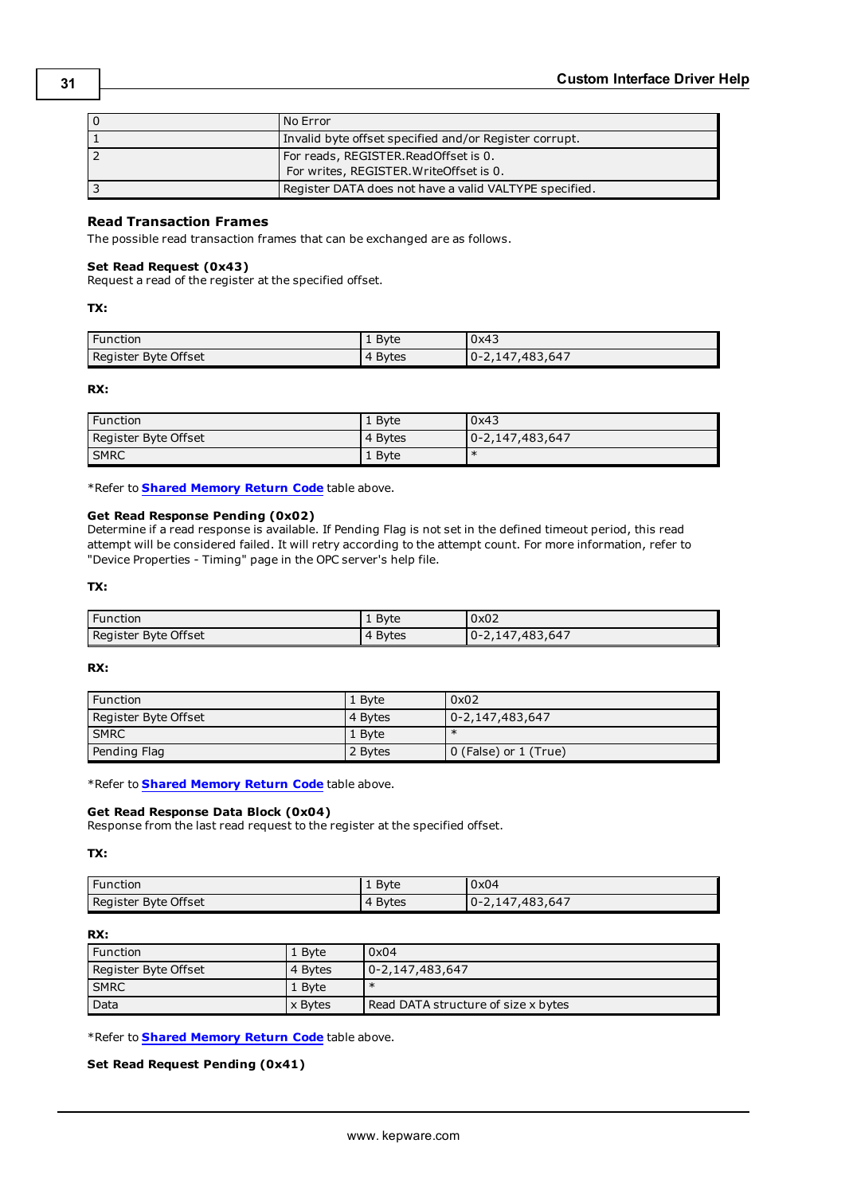| | |
|---|---|
| 0 | No Error |
| 1 | Invalid byte offset specified and/or Register corrupt. |
| 2 | For reads, REGISTER.ReadOffset is 0. For writes, REGISTER.WriteOffset is 0. |
| 3 | Register DATA does not have a valid VALTYPE specified. |

### Read Transaction Frames

The possible read transaction frames that can be exchanged are as follows.

**Set Read Request (0x43)**
Request a read of the register at the specified offset.

**TX:**

| | | |
|---|---|---|
| Function | 1 Byte | 0x43 |
| Register Byte Offset | 4 Bytes | 0-2,147,483,647 |

**RX:**

| | | |
|---|---|---|
| Function | 1 Byte | 0x43 |
| Register Byte Offset | 4 Bytes | 0-2,147,483,647 |
| SMRC | 1 Byte | * |

*Refer to **Shared Memory Return Code** table above.

**Get Read Response Pending (0x02)**
Determine if a read response is available. If Pending Flag is not set in the defined timeout period, this read attempt will be considered failed. It will retry according to the attempt count. For more information, refer to "Device Properties - Timing" page in the OPC server's help file.

**TX:**

| | | |
|---|---|---|
| Function | 1 Byte | 0x02 |
| Register Byte Offset | 4 Bytes | 0-2,147,483,647 |

**RX:**

| | | |
|---|---|---|
| Function | 1 Byte | 0x02 |
| Register Byte Offset | 4 Bytes | 0-2,147,483,647 |
| SMRC | 1 Byte | * |
| Pending Flag | 2 Bytes | 0 (False) or 1 (True) |

*Refer to **Shared Memory Return Code** table above.

**Get Read Response Data Block (0x04)**
Response from the last read request to the register at the specified offset.

**TX:**

| | | |
|---|---|---|
| Function | 1 Byte | 0x04 |
| Register Byte Offset | 4 Bytes | 0-2,147,483,647 |

**RX:**

| | | |
|---|---|---|
| Function | 1 Byte | 0x04 |
| Register Byte Offset | 4 Bytes | 0-2,147,483,647 |
| SMRC | 1 Byte | * |
| Data | x Bytes | Read DATA structure of size x bytes |

*Refer to **Shared Memory Return Code** table above.

**Set Read Request Pending (0x41)**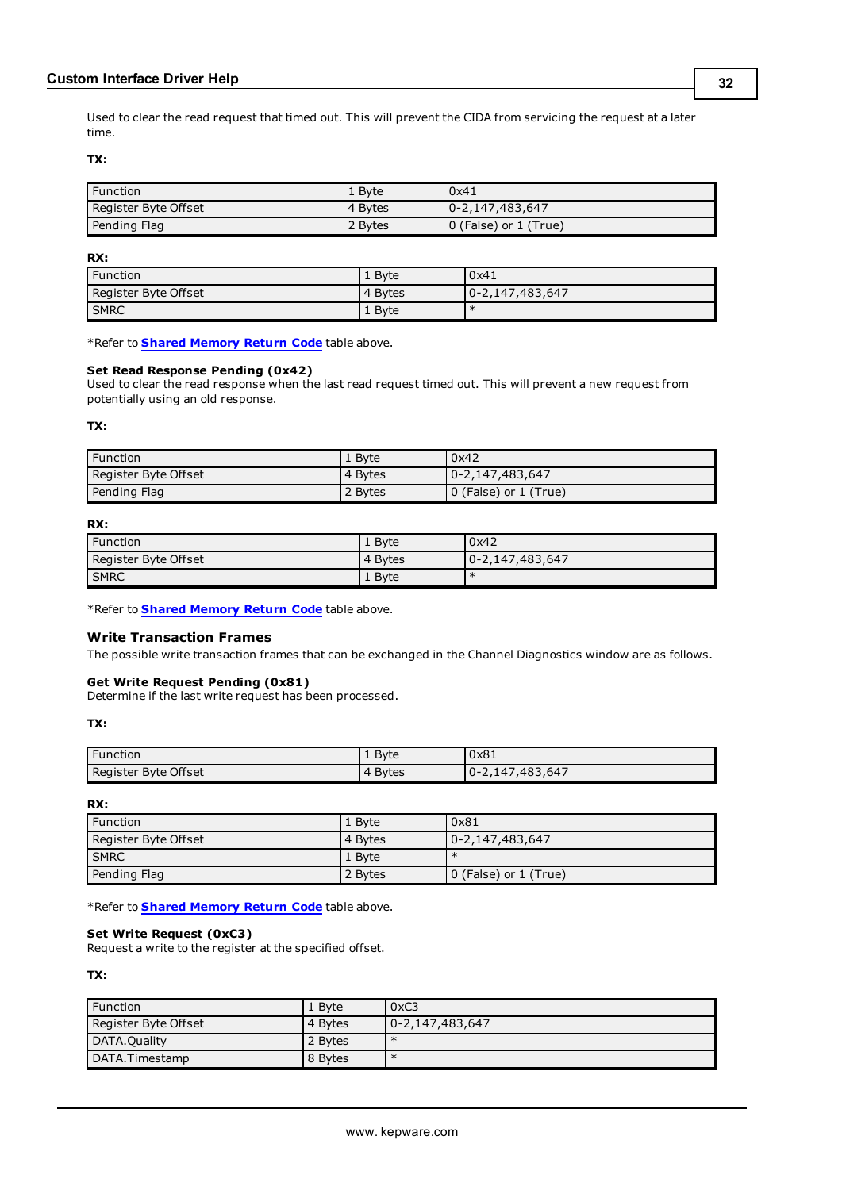Used to clear the read request that timed out. This will prevent the CIDA from servicing the request at a later time.

**TX:**

| | | |
|---|---|---|
| Function | 1 Byte | 0x41 |
| Register Byte Offset | 4 Bytes | 0-2,147,483,647 |
| Pending Flag | 2 Bytes | 0 (False) or 1 (True) |

**RX:**

| | | |
|---|---|---|
| Function | 1 Byte | 0x41 |
| Register Byte Offset | 4 Bytes | 0-2,147,483,647 |
| SMRC | 1 Byte | * |

*Refer to **Shared Memory Return Code** table above.

**Set Read Response Pending (0x42)**
Used to clear the read response when the last read request timed out. This will prevent a new request from potentially using an old response.

**TX:**

| | | |
|---|---|---|
| Function | 1 Byte | 0x42 |
| Register Byte Offset | 4 Bytes | 0-2,147,483,647 |
| Pending Flag | 2 Bytes | 0 (False) or 1 (True) |

**RX:**

| | | |
|---|---|---|
| Function | 1 Byte | 0x42 |
| Register Byte Offset | 4 Bytes | 0-2,147,483,647 |
| SMRC | 1 Byte | * |

*Refer to **Shared Memory Return Code** table above.

### Write Transaction Frames

The possible write transaction frames that can be exchanged in the Channel Diagnostics window are as follows.

**Get Write Request Pending (0x81)**
Determine if the last write request has been processed.

**TX:**

| | | |
|---|---|---|
| Function | 1 Byte | 0x81 |
| Register Byte Offset | 4 Bytes | 0-2,147,483,647 |

**RX:**

| | | |
|---|---|---|
| Function | 1 Byte | 0x81 |
| Register Byte Offset | 4 Bytes | 0-2,147,483,647 |
| SMRC | 1 Byte | * |
| Pending Flag | 2 Bytes | 0 (False) or 1 (True) |

*Refer to **Shared Memory Return Code** table above.

**Set Write Request (0xC3)**
Request a write to the register at the specified offset.

**TX:**

| | | |
|---|---|---|
| Function | 1 Byte | 0xC3 |
| Register Byte Offset | 4 Bytes | 0-2,147,483,647 |
| DATA.Quality | 2 Bytes | * |
| DATA.Timestamp | 8 Bytes | * |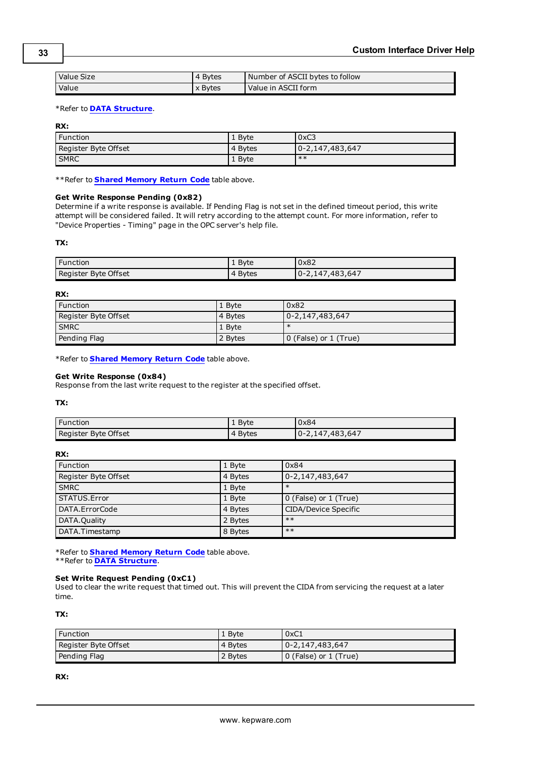| Value Size | 4 Bytes | Number of ASCII bytes to follow |
|---|---|---|
| Value | x Bytes | Value in ASCII form |

*Refer to **DATA Structure**.

**RX:**

| Function | 1 Byte | 0xC3 |
|---|---|---|
| Register Byte Offset | 4 Bytes | 0-2,147,483,647 |
| SMRC | 1 Byte | ** |

**Refer to **Shared Memory Return Code** table above.

### Get Write Response Pending (0x82)

Determine if a write response is available. If Pending Flag is not set in the defined timeout period, this write attempt will be considered failed. It will retry according to the attempt count. For more information, refer to "Device Properties - Timing" page in the OPC server's help file.

**TX:**

| Function | 1 Byte | 0x82 |
|---|---|---|
| Register Byte Offset | 4 Bytes | 0-2,147,483,647 |

**RX:**

| Function | 1 Byte | 0x82 |
|---|---|---|
| Register Byte Offset | 4 Bytes | 0-2,147,483,647 |
| SMRC | 1 Byte | * |
| Pending Flag | 2 Bytes | 0 (False) or 1 (True) |

*Refer to **Shared Memory Return Code** table above.

### Get Write Response (0x84)

Response from the last write request to the register at the specified offset.

**TX:**

| Function | 1 Byte | 0x84 |
|---|---|---|
| Register Byte Offset | 4 Bytes | 0-2,147,483,647 |

**RX:**

| Function | 1 Byte | 0x84 |
|---|---|---|
| Register Byte Offset | 4 Bytes | 0-2,147,483,647 |
| SMRC | 1 Byte | * |
| STATUS.Error | 1 Byte | 0 (False) or 1 (True) |
| DATA.ErrorCode | 4 Bytes | CIDA/Device Specific |
| DATA.Quality | 2 Bytes | ** |
| DATA.Timestamp | 8 Bytes | ** |

*Refer to **Shared Memory Return Code** table above.
**Refer to **DATA Structure**.

### Set Write Request Pending (0xC1)

Used to clear the write request that timed out. This will prevent the CIDA from servicing the request at a later time.

**TX:**

| Function | 1 Byte | 0xC1 |
|---|---|---|
| Register Byte Offset | 4 Bytes | 0-2,147,483,647 |
| Pending Flag | 2 Bytes | 0 (False) or 1 (True) |

**RX:**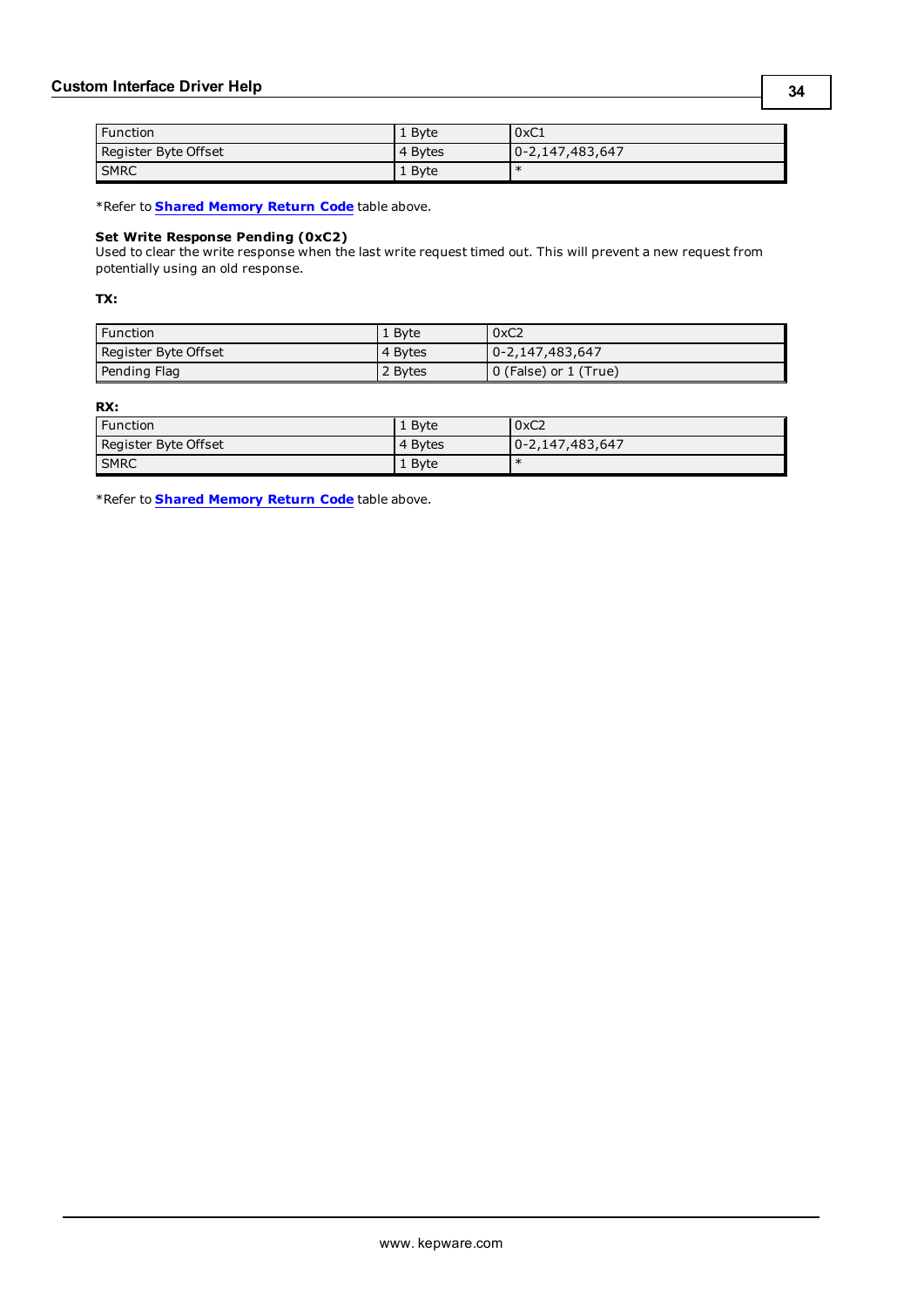| Function | 1 Byte | 0xC1 |
|---|---|---|
| Register Byte Offset | 4 Bytes | 0-2,147,483,647 |
| SMRC | 1 Byte | * |

*Refer to **Shared Memory Return Code** table above.

**Set Write Response Pending (0xC2)**
Used to clear the write response when the last write request timed out. This will prevent a new request from potentially using an old response.

**TX:**

| Function | 1 Byte | 0xC2 |
|---|---|---|
| Register Byte Offset | 4 Bytes | 0-2,147,483,647 |
| Pending Flag | 2 Bytes | 0 (False) or 1 (True) |

**RX:**

| Function | 1 Byte | 0xC2 |
|---|---|---|
| Register Byte Offset | 4 Bytes | 0-2,147,483,647 |
| SMRC | 1 Byte | * |

*Refer to **Shared Memory Return Code** table above.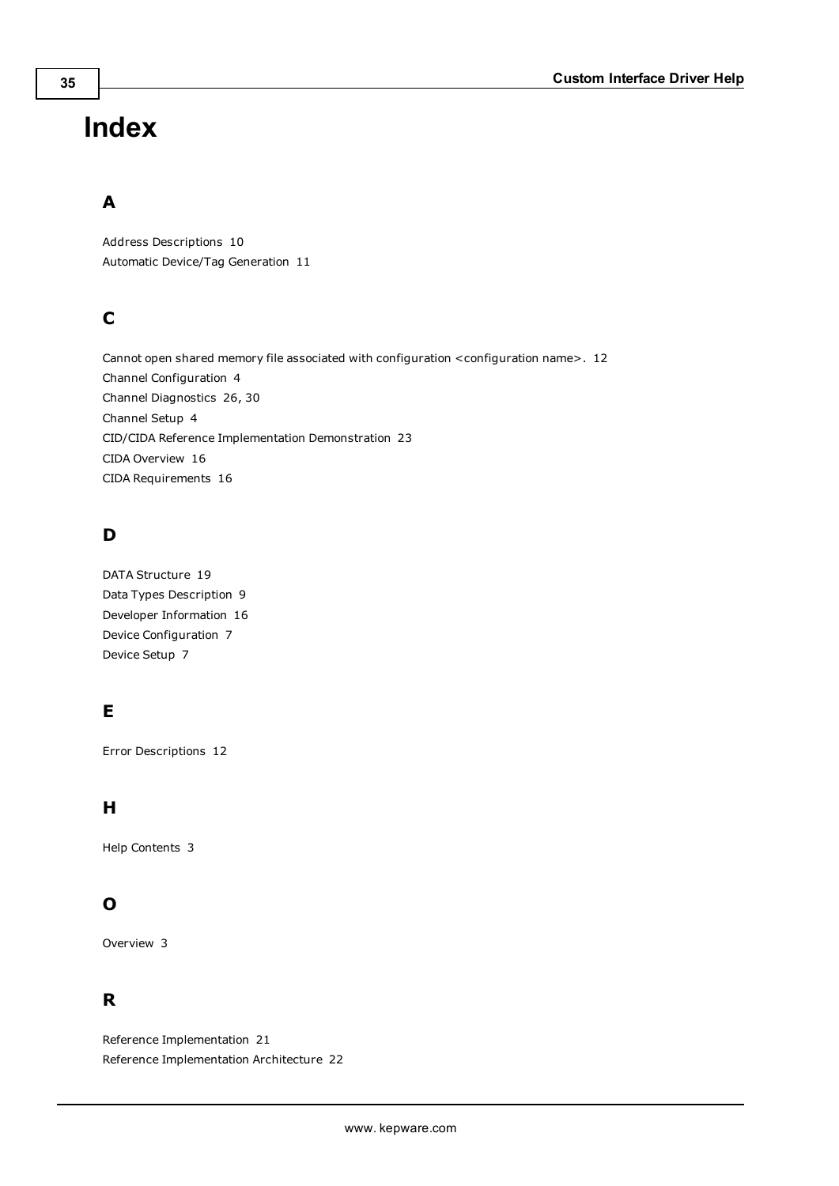# Index

## A

Address Descriptions 10
Automatic Device/Tag Generation 11

## C

Cannot open shared memory file associated with configuration <configuration name>. 12
Channel Configuration 4
Channel Diagnostics 26, 30
Channel Setup 4
CID/CIDA Reference Implementation Demonstration 23
CIDA Overview 16
CIDA Requirements 16

## D

DATA Structure 19
Data Types Description 9
Developer Information 16
Device Configuration 7
Device Setup 7

## E

Error Descriptions 12

## H

Help Contents 3

## O

Overview 3

## R

Reference Implementation 21
Reference Implementation Architecture 22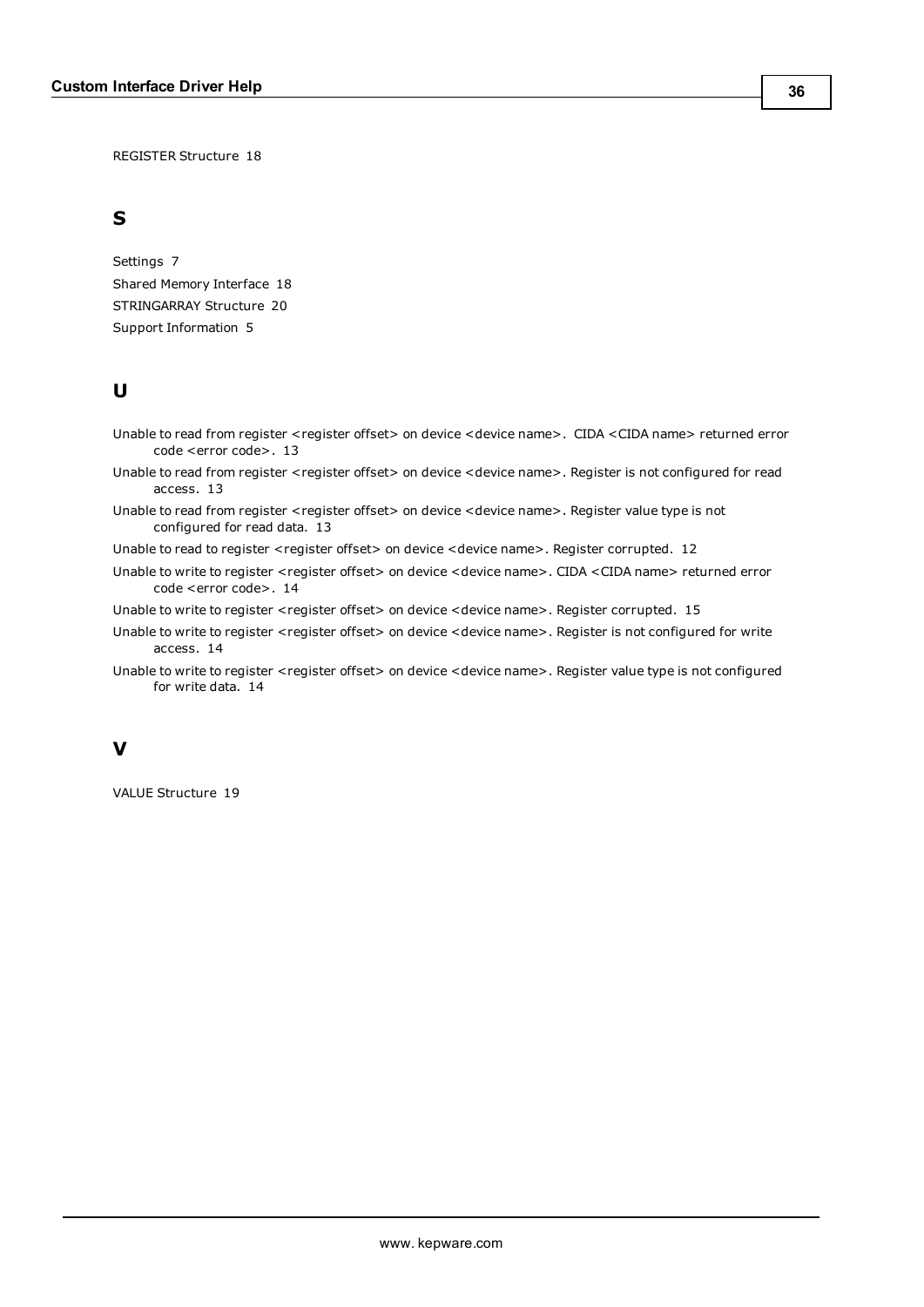REGISTER Structure 18

## S

Settings 7
Shared Memory Interface 18
STRINGARRAY Structure 20
Support Information 5

## U

Unable to read from register <register offset> on device <device name>. CIDA <CIDA name> returned error code <error code>. 13

Unable to read from register <register offset> on device <device name>. Register is not configured for read access. 13

Unable to read from register <register offset> on device <device name>. Register value type is not configured for read data. 13

Unable to read to register <register offset> on device <device name>. Register corrupted. 12

Unable to write to register <register offset> on device <device name>. CIDA <CIDA name> returned error code <error code>. 14

Unable to write to register <register offset> on device <device name>. Register corrupted. 15

Unable to write to register <register offset> on device <device name>. Register is not configured for write access. 14

Unable to write to register <register offset> on device <device name>. Register value type is not configured for write data. 14

## V

VALUE Structure 19